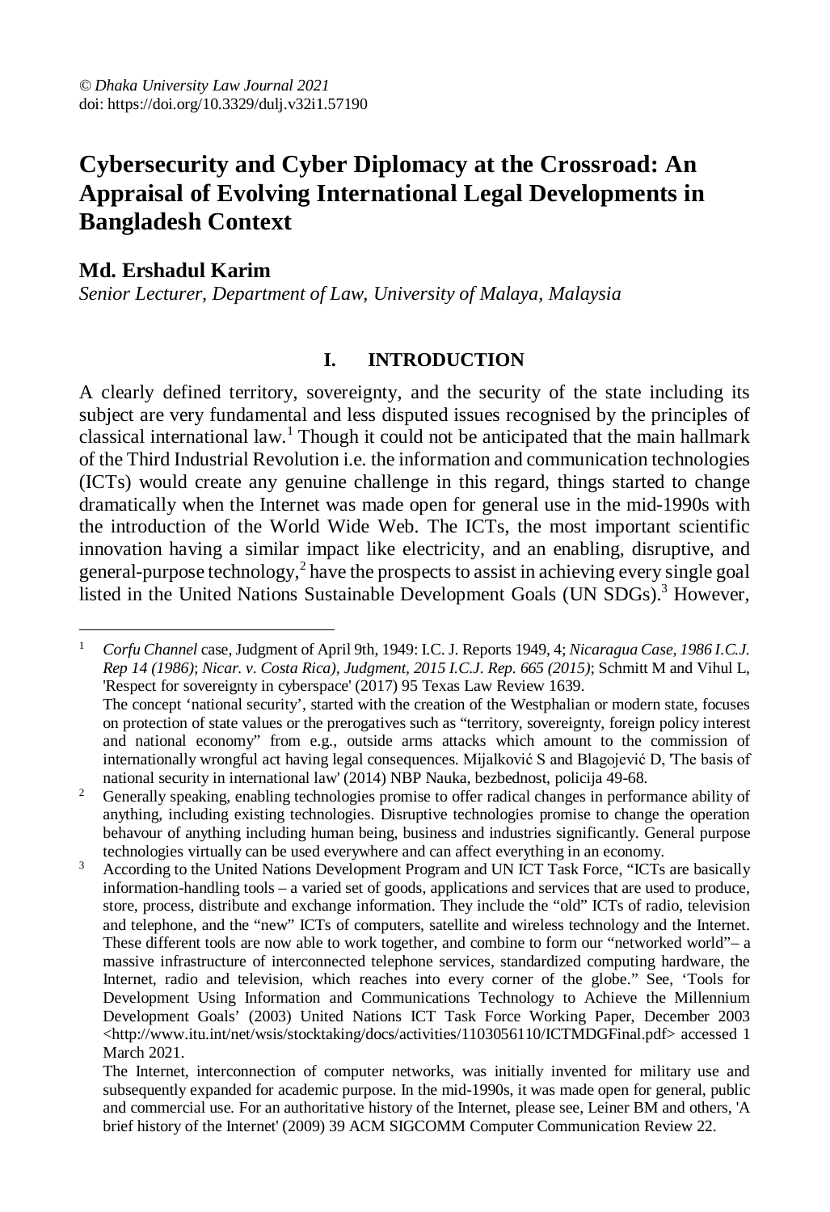© *Dhaka University Law Journal 2021*
doi: https://doi.org/10.3329/dulj.v32i1.57190

# Cybersecurity and Cyber Diplomacy at the Crossroad: An Appraisal of Evolving International Legal Developments in Bangladesh Context

**Md. Ershadul Karim**
*Senior Lecturer, Department of Law, University of Malaya, Malaysia*

## I. INTRODUCTION

A clearly defined territory, sovereignty, and the security of the state including its subject are very fundamental and less disputed issues recognised by the principles of classical international law.[1] Though it could not be anticipated that the main hallmark of the Third Industrial Revolution i.e. the information and communication technologies (ICTs) would create any genuine challenge in this regard, things started to change dramatically when the Internet was made open for general use in the mid-1990s with the introduction of the World Wide Web. The ICTs, the most important scientific innovation having a similar impact like electricity, and an enabling, disruptive, and general-purpose technology,[2] have the prospects to assist in achieving every single goal listed in the United Nations Sustainable Development Goals (UN SDGs).[3] However,

---

[1] *Corfu Channel* case, Judgment of April 9th, 1949: I.C. J. Reports 1949, 4; *Nicaragua Case, 1986 I.C.J. Rep 14 (1986)*; *Nicar. v. Costa Rica), Judgment, 2015 I.C.J. Rep. 665 (2015)*; Schmitt M and Vihul L, 'Respect for sovereignty in cyberspace' (2017) 95 Texas Law Review 1639.
The concept 'national security', started with the creation of the Westphalian or modern state, focuses on protection of state values or the prerogatives such as "territory, sovereignty, foreign policy interest and national economy" from e.g., outside arms attacks which amount to the commission of internationally wrongful act having legal consequences. Mijalković S and Blagojević D, 'The basis of national security in international law' (2014) NBP Nauka, bezbednost, policija 49-68.

[2] Generally speaking, enabling technologies promise to offer radical changes in performance ability of anything, including existing technologies. Disruptive technologies promise to change the operation behavour of anything including human being, business and industries significantly. General purpose technologies virtually can be used everywhere and can affect everything in an economy.

[3] According to the United Nations Development Program and UN ICT Task Force, "ICTs are basically information-handling tools – a varied set of goods, applications and services that are used to produce, store, process, distribute and exchange information. They include the "old" ICTs of radio, television and telephone, and the "new" ICTs of computers, satellite and wireless technology and the Internet. These different tools are now able to work together, and combine to form our "networked world"– a massive infrastructure of interconnected telephone services, standardized computing hardware, the Internet, radio and television, which reaches into every corner of the globe." See, 'Tools for Development Using Information and Communications Technology to Achieve the Millennium Development Goals' (2003) United Nations ICT Task Force Working Paper, December 2003 <http://www.itu.int/net/wsis/stocktaking/docs/activities/1103056110/ICTMDGFinal.pdf> accessed 1 March 2021.
The Internet, interconnection of computer networks, was initially invented for military use and subsequently expanded for academic purpose. In the mid-1990s, it was made open for general, public and commercial use. For an authoritative history of the Internet, please see, Leiner BM and others, 'A brief history of the Internet' (2009) 39 ACM SIGCOMM Computer Communication Review 22.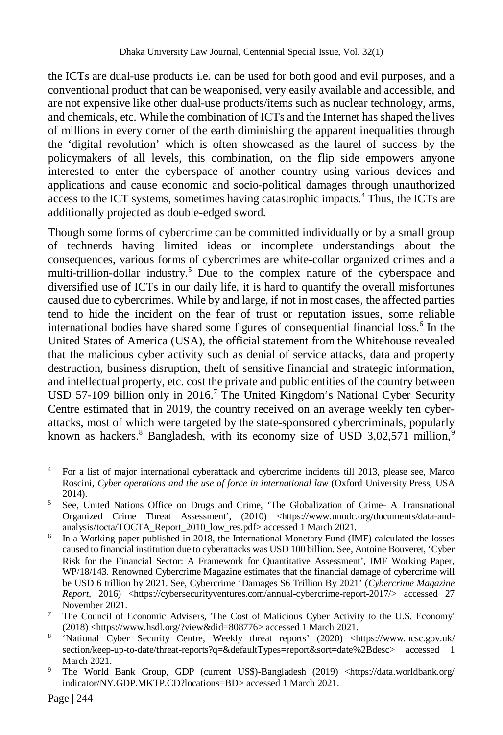the ICTs are dual-use products i.e. can be used for both good and evil purposes, and a conventional product that can be weaponised, very easily available and accessible, and are not expensive like other dual-use products/items such as nuclear technology, arms, and chemicals, etc. While the combination of ICTs and the Internet has shaped the lives of millions in every corner of the earth diminishing the apparent inequalities through the 'digital revolution' which is often showcased as the laurel of success by the policymakers of all levels, this combination, on the flip side empowers anyone interested to enter the cyberspace of another country using various devices and applications and cause economic and socio-political damages through unauthorized access to the ICT systems, sometimes having catastrophic impacts.[4] Thus, the ICTs are additionally projected as double-edged sword.

Though some forms of cybercrime can be committed individually or by a small group of technerds having limited ideas or incomplete understandings about the consequences, various forms of cybercrimes are white-collar organized crimes and a multi-trillion-dollar industry.[5] Due to the complex nature of the cyberspace and diversified use of ICTs in our daily life, it is hard to quantify the overall misfortunes caused due to cybercrimes. While by and large, if not in most cases, the affected parties tend to hide the incident on the fear of trust or reputation issues, some reliable international bodies have shared some figures of consequential financial loss.[6] In the United States of America (USA), the official statement from the Whitehouse revealed that the malicious cyber activity such as denial of service attacks, data and property destruction, business disruption, theft of sensitive financial and strategic information, and intellectual property, etc. cost the private and public entities of the country between USD 57-109 billion only in 2016.[7] The United Kingdom's National Cyber Security Centre estimated that in 2019, the country received on an average weekly ten cyber-attacks, most of which were targeted by the state-sponsored cybercriminals, popularly known as hackers.[8] Bangladesh, with its economy size of USD 3,02,571 million,[9]

---

[4] For a list of major international cyberattack and cybercrime incidents till 2013, please see, Marco Roscini, *Cyber operations and the use of force in international law* (Oxford University Press, USA 2014).

[5] See, United Nations Office on Drugs and Crime, 'The Globalization of Crime- A Transnational Organized Crime Threat Assessment', (2010) <https://www.unodc.org/documents/data-and-analysis/tocta/TOCTA_Report_2010_low_res.pdf> accessed 1 March 2021.

[6] In a Working paper published in 2018, the International Monetary Fund (IMF) calculated the losses caused to financial institution due to cyberattacks was USD 100 billion. See, Antoine Bouveret, 'Cyber Risk for the Financial Sector: A Framework for Quantitative Assessment', IMF Working Paper, WP/18/143. Renowned Cybercrime Magazine estimates that the financial damage of cybercrime will be USD 6 trillion by 2021. See, Cybercrime 'Damages $6 Trillion By 2021' (*Cybercrime Magazine Report*, 2016) <https://cybersecurityventures.com/annual-cybercrime-report-2017/> accessed 27 November 2021.

[7] The Council of Economic Advisers, 'The Cost of Malicious Cyber Activity to the U.S. Economy' (2018) <https://www.hsdl.org/?view&did=808776> accessed 1 March 2021.

[8] 'National Cyber Security Centre, Weekly threat reports' (2020) <https://www.ncsc.gov.uk/section/keep-up-to-date/threat-reports?q=&defaultTypes=report&sort=date%2Bdesc> accessed 1 March 2021.

[9] The World Bank Group, GDP (current US$)-Bangladesh (2019) <https://data.worldbank.org/indicator/NY.GDP.MKTP.CD?locations=BD> accessed 1 March 2021.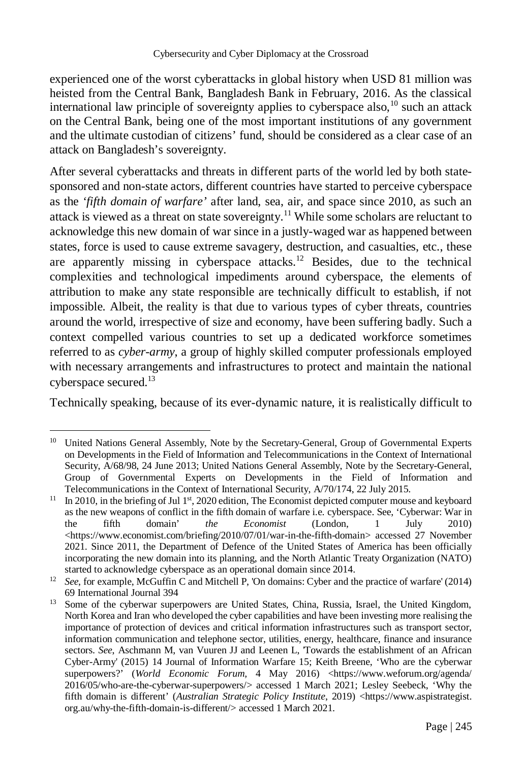experienced one of the worst cyberattacks in global history when USD 81 million was heisted from the Central Bank, Bangladesh Bank in February, 2016. As the classical international law principle of sovereignty applies to cyberspace also,[10] such an attack on the Central Bank, being one of the most important institutions of any government and the ultimate custodian of citizens' fund, should be considered as a clear case of an attack on Bangladesh's sovereignty.

After several cyberattacks and threats in different parts of the world led by both state-sponsored and non-state actors, different countries have started to perceive cyberspace as the *'fifth domain of warfare'* after land, sea, air, and space since 2010, as such an attack is viewed as a threat on state sovereignty.[11] While some scholars are reluctant to acknowledge this new domain of war since in a justly-waged war as happened between states, force is used to cause extreme savagery, destruction, and casualties, etc., these are apparently missing in cyberspace attacks.[12] Besides, due to the technical complexities and technological impediments around cyberspace, the elements of attribution to make any state responsible are technically difficult to establish, if not impossible. Albeit, the reality is that due to various types of cyber threats, countries around the world, irrespective of size and economy, have been suffering badly. Such a context compelled various countries to set up a dedicated workforce sometimes referred to as *cyber-army*, a group of highly skilled computer professionals employed with necessary arrangements and infrastructures to protect and maintain the national cyberspace secured.[13]

Technically speaking, because of its ever-dynamic nature, it is realistically difficult to

---

[10] United Nations General Assembly, Note by the Secretary-General, Group of Governmental Experts on Developments in the Field of Information and Telecommunications in the Context of International Security, A/68/98, 24 June 2013; United Nations General Assembly, Note by the Secretary-General, Group of Governmental Experts on Developments in the Field of Information and Telecommunications in the Context of International Security, A/70/174, 22 July 2015.

[11] In 2010, in the briefing of Jul 1st, 2020 edition, The Economist depicted computer mouse and keyboard as the new weapons of conflict in the fifth domain of warfare i.e. cyberspace. See, 'Cyberwar: War in the fifth domain' *the Economist* (London, 1 July 2010) <https://www.economist.com/briefing/2010/07/01/war-in-the-fifth-domain> accessed 27 November 2021. Since 2011, the Department of Defence of the United States of America has been officially incorporating the new domain into its planning, and the North Atlantic Treaty Organization (NATO) started to acknowledge cyberspace as an operational domain since 2014.

[12] *See*, for example, McGuffin C and Mitchell P, 'On domains: Cyber and the practice of warfare' (2014) 69 International Journal 394

[13] Some of the cyberwar superpowers are United States, China, Russia, Israel, the United Kingdom, North Korea and Iran who developed the cyber capabilities and have been investing more realising the importance of protection of devices and critical information infrastructures such as transport sector, information communication and telephone sector, utilities, energy, healthcare, finance and insurance sectors. *See*, Aschmann M, van Vuuren JJ and Leenen L, 'Towards the establishment of an African Cyber-Army' (2015) 14 Journal of Information Warfare 15; Keith Breene, 'Who are the cyberwar superpowers?' (*World Economic Forum,* 4 May 2016) <https://www.weforum.org/agenda/2016/05/who-are-the-cyberwar-superpowers/> accessed 1 March 2021; Lesley Seebeck, 'Why the fifth domain is different' (*Australian Strategic Policy Institute*, 2019) <https://www.aspistrategist.org.au/why-the-fifth-domain-is-different/> accessed 1 March 2021.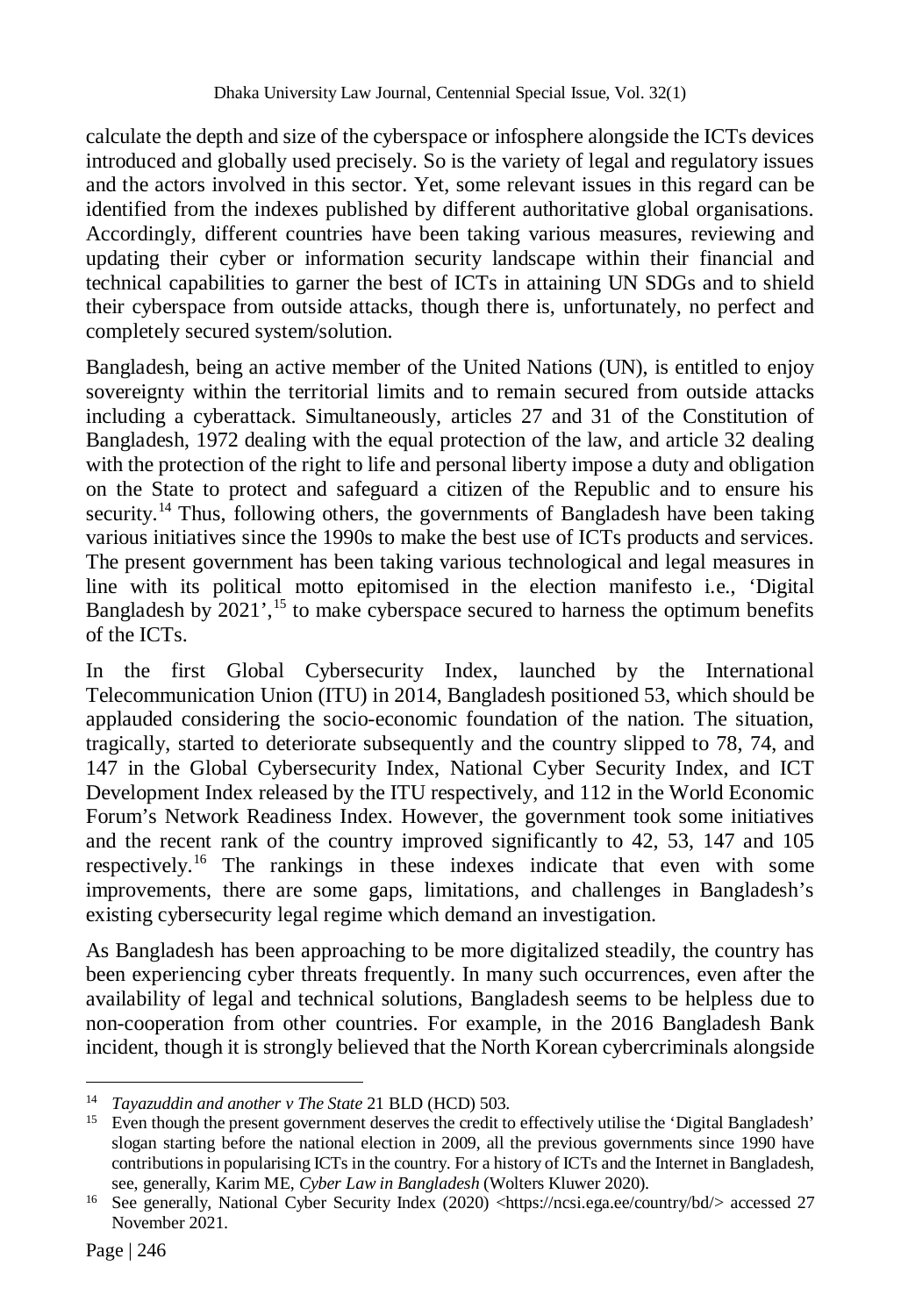calculate the depth and size of the cyberspace or infosphere alongside the ICTs devices introduced and globally used precisely. So is the variety of legal and regulatory issues and the actors involved in this sector. Yet, some relevant issues in this regard can be identified from the indexes published by different authoritative global organisations. Accordingly, different countries have been taking various measures, reviewing and updating their cyber or information security landscape within their financial and technical capabilities to garner the best of ICTs in attaining UN SDGs and to shield their cyberspace from outside attacks, though there is, unfortunately, no perfect and completely secured system/solution.

Bangladesh, being an active member of the United Nations (UN), is entitled to enjoy sovereignty within the territorial limits and to remain secured from outside attacks including a cyberattack. Simultaneously, articles 27 and 31 of the Constitution of Bangladesh, 1972 dealing with the equal protection of the law, and article 32 dealing with the protection of the right to life and personal liberty impose a duty and obligation on the State to protect and safeguard a citizen of the Republic and to ensure his security.[14] Thus, following others, the governments of Bangladesh have been taking various initiatives since the 1990s to make the best use of ICTs products and services. The present government has been taking various technological and legal measures in line with its political motto epitomised in the election manifesto i.e., 'Digital Bangladesh by 2021',[15] to make cyberspace secured to harness the optimum benefits of the ICTs.

In the first Global Cybersecurity Index, launched by the International Telecommunication Union (ITU) in 2014, Bangladesh positioned 53, which should be applauded considering the socio-economic foundation of the nation. The situation, tragically, started to deteriorate subsequently and the country slipped to 78, 74, and 147 in the Global Cybersecurity Index, National Cyber Security Index, and ICT Development Index released by the ITU respectively, and 112 in the World Economic Forum's Network Readiness Index. However, the government took some initiatives and the recent rank of the country improved significantly to 42, 53, 147 and 105 respectively.[16] The rankings in these indexes indicate that even with some improvements, there are some gaps, limitations, and challenges in Bangladesh's existing cybersecurity legal regime which demand an investigation.

As Bangladesh has been approaching to be more digitalized steadily, the country has been experiencing cyber threats frequently. In many such occurrences, even after the availability of legal and technical solutions, Bangladesh seems to be helpless due to non-cooperation from other countries. For example, in the 2016 Bangladesh Bank incident, though it is strongly believed that the North Korean cybercriminals alongside

---

[14] *Tayazuddin and another v The State* 21 BLD (HCD) 503.

[15] Even though the present government deserves the credit to effectively utilise the 'Digital Bangladesh' slogan starting before the national election in 2009, all the previous governments since 1990 have contributions in popularising ICTs in the country. For a history of ICTs and the Internet in Bangladesh, see, generally, Karim ME, *Cyber Law in Bangladesh* (Wolters Kluwer 2020).

[16] See generally, National Cyber Security Index (2020) <https://ncsi.ega.ee/country/bd/> accessed 27 November 2021.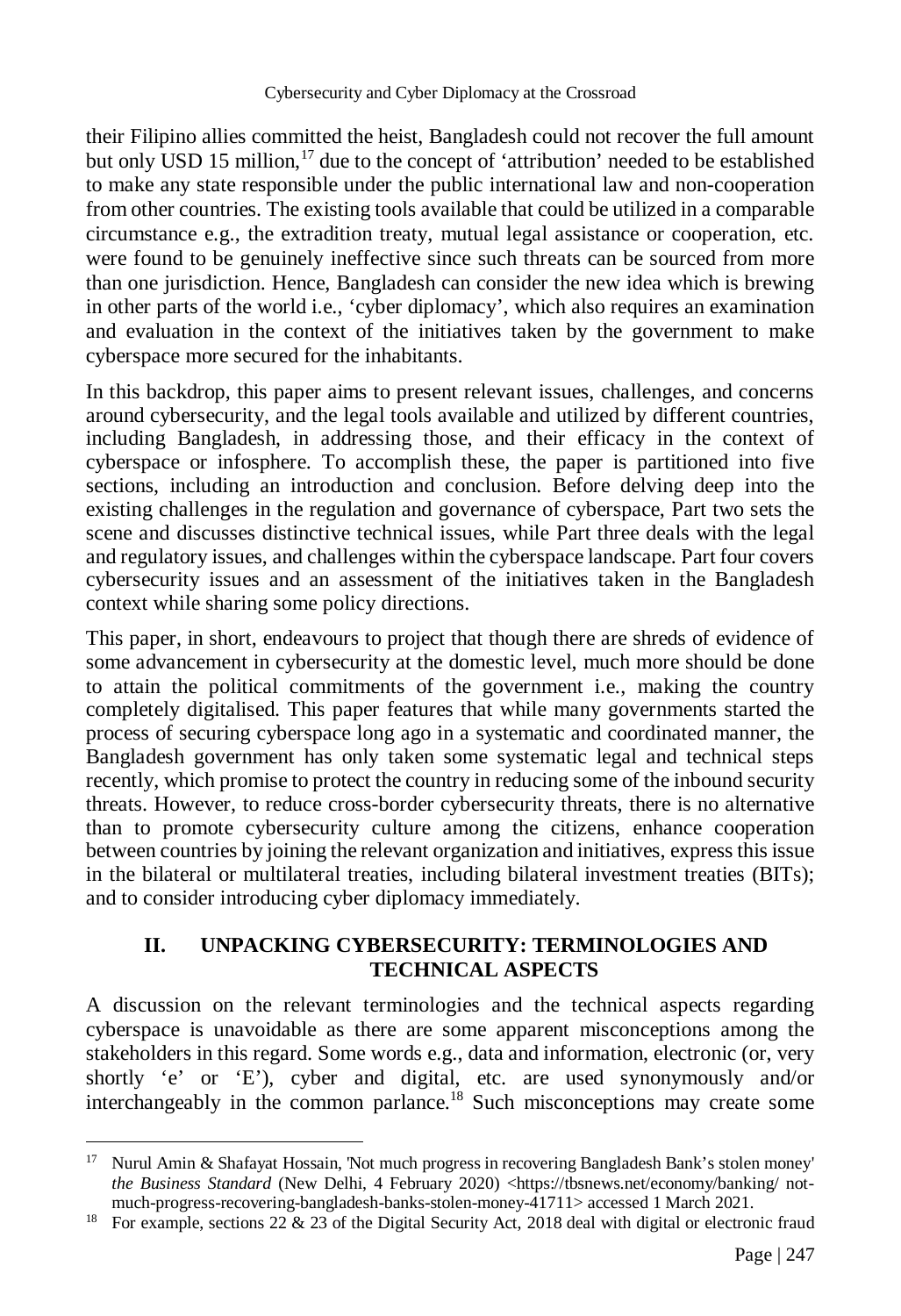their Filipino allies committed the heist, Bangladesh could not recover the full amount but only USD 15 million,[17] due to the concept of 'attribution' needed to be established to make any state responsible under the public international law and non-cooperation from other countries. The existing tools available that could be utilized in a comparable circumstance e.g., the extradition treaty, mutual legal assistance or cooperation, etc. were found to be genuinely ineffective since such threats can be sourced from more than one jurisdiction. Hence, Bangladesh can consider the new idea which is brewing in other parts of the world i.e., 'cyber diplomacy', which also requires an examination and evaluation in the context of the initiatives taken by the government to make cyberspace more secured for the inhabitants.

In this backdrop, this paper aims to present relevant issues, challenges, and concerns around cybersecurity, and the legal tools available and utilized by different countries, including Bangladesh, in addressing those, and their efficacy in the context of cyberspace or infosphere. To accomplish these, the paper is partitioned into five sections, including an introduction and conclusion. Before delving deep into the existing challenges in the regulation and governance of cyberspace, Part two sets the scene and discusses distinctive technical issues, while Part three deals with the legal and regulatory issues, and challenges within the cyberspace landscape. Part four covers cybersecurity issues and an assessment of the initiatives taken in the Bangladesh context while sharing some policy directions.

This paper, in short, endeavours to project that though there are shreds of evidence of some advancement in cybersecurity at the domestic level, much more should be done to attain the political commitments of the government i.e., making the country completely digitalised. This paper features that while many governments started the process of securing cyberspace long ago in a systematic and coordinated manner, the Bangladesh government has only taken some systematic legal and technical steps recently, which promise to protect the country in reducing some of the inbound security threats. However, to reduce cross-border cybersecurity threats, there is no alternative than to promote cybersecurity culture among the citizens, enhance cooperation between countries by joining the relevant organization and initiatives, express this issue in the bilateral or multilateral treaties, including bilateral investment treaties (BITs); and to consider introducing cyber diplomacy immediately.

## II. UNPACKING CYBERSECURITY: TERMINOLOGIES AND TECHNICAL ASPECTS

A discussion on the relevant terminologies and the technical aspects regarding cyberspace is unavoidable as there are some apparent misconceptions among the stakeholders in this regard. Some words e.g., data and information, electronic (or, very shortly 'e' or 'E'), cyber and digital, etc. are used synonymously and/or interchangeably in the common parlance.[18] Such misconceptions may create some

---

[17] Nurul Amin & Shafayat Hossain, 'Not much progress in recovering Bangladesh Bank's stolen money' *the Business Standard* (New Delhi, 4 February 2020) <https://tbsnews.net/economy/banking/ not-much-progress-recovering-bangladesh-banks-stolen-money-41711> accessed 1 March 2021.

[18] For example, sections 22 & 23 of the Digital Security Act, 2018 deal with digital or electronic fraud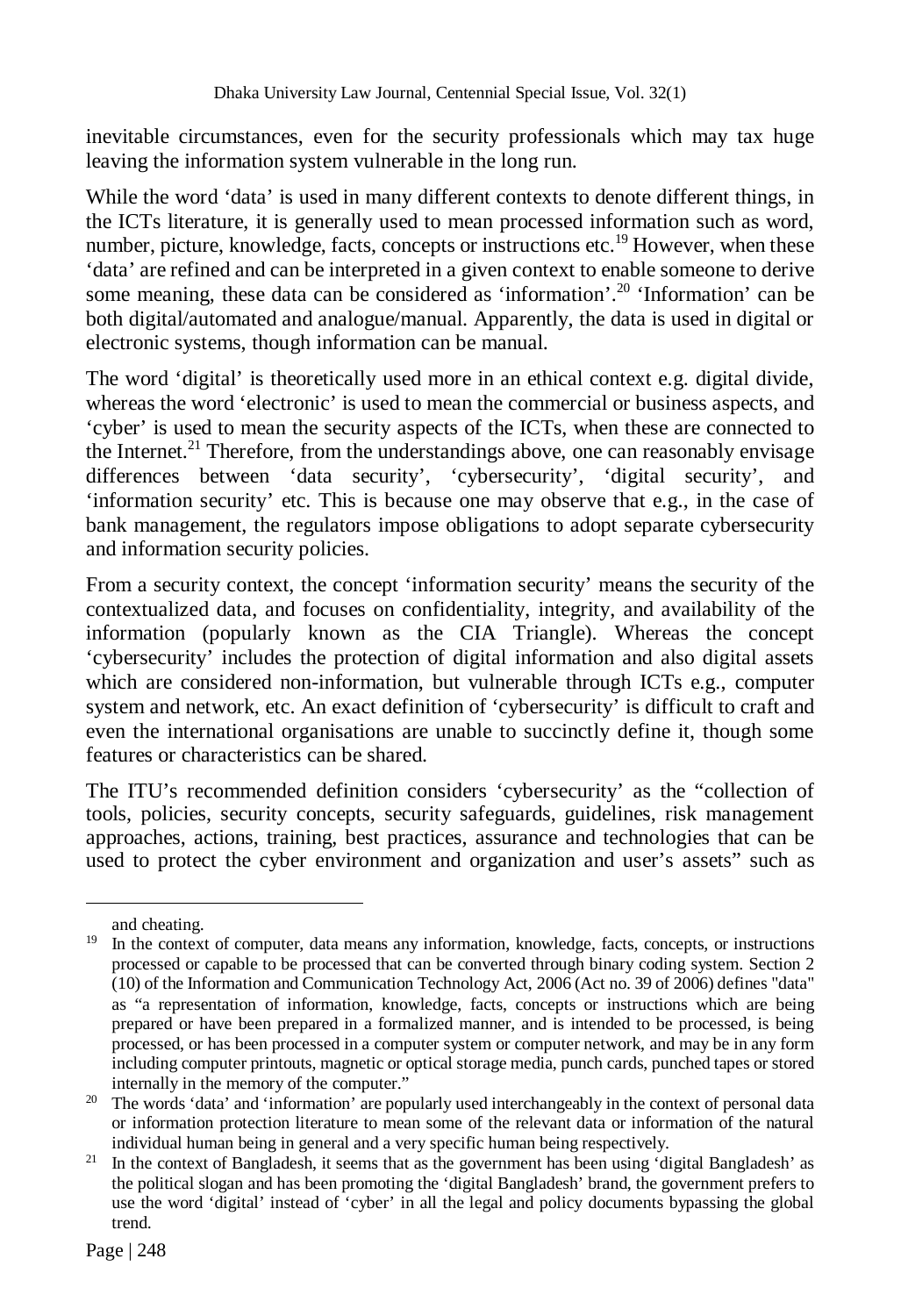inevitable circumstances, even for the security professionals which may tax huge leaving the information system vulnerable in the long run.

While the word 'data' is used in many different contexts to denote different things, in the ICTs literature, it is generally used to mean processed information such as word, number, picture, knowledge, facts, concepts or instructions etc.[19] However, when these 'data' are refined and can be interpreted in a given context to enable someone to derive some meaning, these data can be considered as 'information'.[20] 'Information' can be both digital/automated and analogue/manual. Apparently, the data is used in digital or electronic systems, though information can be manual.

The word 'digital' is theoretically used more in an ethical context e.g. digital divide, whereas the word 'electronic' is used to mean the commercial or business aspects, and 'cyber' is used to mean the security aspects of the ICTs, when these are connected to the Internet.[21] Therefore, from the understandings above, one can reasonably envisage differences between 'data security', 'cybersecurity', 'digital security', and 'information security' etc. This is because one may observe that e.g., in the case of bank management, the regulators impose obligations to adopt separate cybersecurity and information security policies.

From a security context, the concept 'information security' means the security of the contextualized data, and focuses on confidentiality, integrity, and availability of the information (popularly known as the CIA Triangle). Whereas the concept 'cybersecurity' includes the protection of digital information and also digital assets which are considered non-information, but vulnerable through ICTs e.g., computer system and network, etc. An exact definition of 'cybersecurity' is difficult to craft and even the international organisations are unable to succinctly define it, though some features or characteristics can be shared.

The ITU's recommended definition considers 'cybersecurity' as the "collection of tools, policies, security concepts, security safeguards, guidelines, risk management approaches, actions, training, best practices, assurance and technologies that can be used to protect the cyber environment and organization and user's assets" such as

---

and cheating.

[19] In the context of computer, data means any information, knowledge, facts, concepts, or instructions processed or capable to be processed that can be converted through binary coding system. Section 2 (10) of the Information and Communication Technology Act, 2006 (Act no. 39 of 2006) defines "data" as "a representation of information, knowledge, facts, concepts or instructions which are being prepared or have been prepared in a formalized manner, and is intended to be processed, is being processed, or has been processed in a computer system or computer network, and may be in any form including computer printouts, magnetic or optical storage media, punch cards, punched tapes or stored internally in the memory of the computer."

[20] The words 'data' and 'information' are popularly used interchangeably in the context of personal data or information protection literature to mean some of the relevant data or information of the natural individual human being in general and a very specific human being respectively.

[21] In the context of Bangladesh, it seems that as the government has been using 'digital Bangladesh' as the political slogan and has been promoting the 'digital Bangladesh' brand, the government prefers to use the word 'digital' instead of 'cyber' in all the legal and policy documents bypassing the global trend.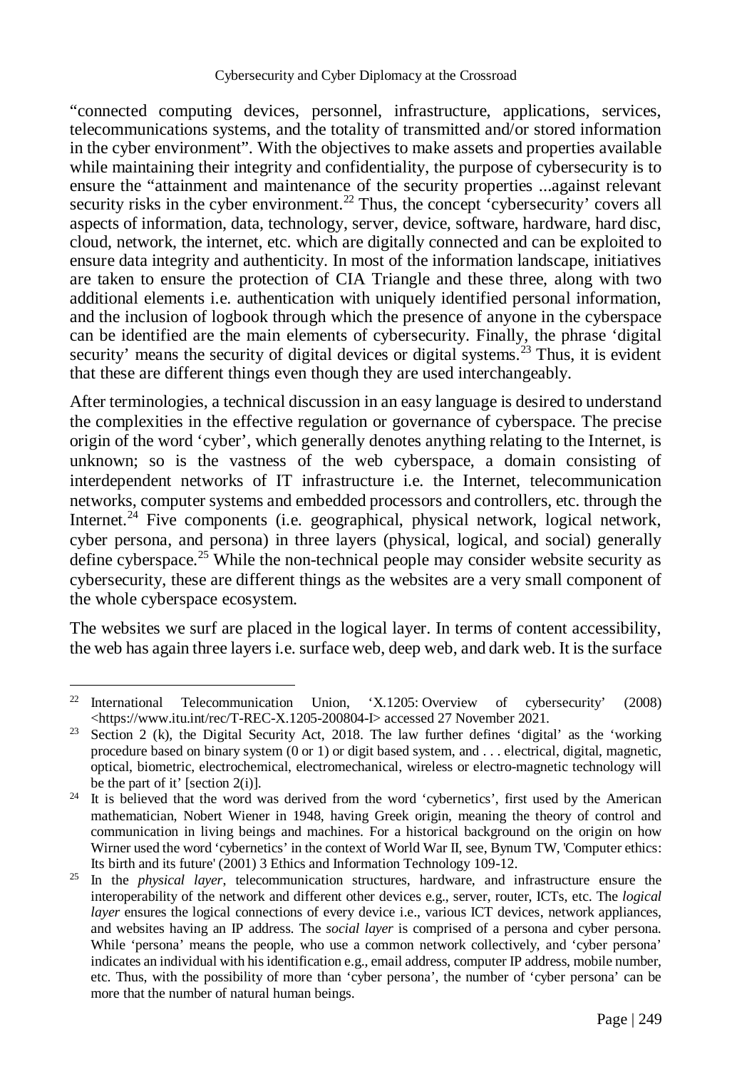"connected computing devices, personnel, infrastructure, applications, services, telecommunications systems, and the totality of transmitted and/or stored information in the cyber environment". With the objectives to make assets and properties available while maintaining their integrity and confidentiality, the purpose of cybersecurity is to ensure the "attainment and maintenance of the security properties ...against relevant security risks in the cyber environment.[22] Thus, the concept 'cybersecurity' covers all aspects of information, data, technology, server, device, software, hardware, hard disc, cloud, network, the internet, etc. which are digitally connected and can be exploited to ensure data integrity and authenticity. In most of the information landscape, initiatives are taken to ensure the protection of CIA Triangle and these three, along with two additional elements i.e. authentication with uniquely identified personal information, and the inclusion of logbook through which the presence of anyone in the cyberspace can be identified are the main elements of cybersecurity. Finally, the phrase 'digital security' means the security of digital devices or digital systems.[23] Thus, it is evident that these are different things even though they are used interchangeably.

After terminologies, a technical discussion in an easy language is desired to understand the complexities in the effective regulation or governance of cyberspace. The precise origin of the word 'cyber', which generally denotes anything relating to the Internet, is unknown; so is the vastness of the web cyberspace, a domain consisting of interdependent networks of IT infrastructure i.e. the Internet, telecommunication networks, computer systems and embedded processors and controllers, etc. through the Internet.[24] Five components (i.e. geographical, physical network, logical network, cyber persona, and persona) in three layers (physical, logical, and social) generally define cyberspace.[25] While the non-technical people may consider website security as cybersecurity, these are different things as the websites are a very small component of the whole cyberspace ecosystem.

The websites we surf are placed in the logical layer. In terms of content accessibility, the web has again three layers i.e. surface web, deep web, and dark web. It is the surface

---

[22] International Telecommunication Union, 'X.1205: Overview of cybersecurity' (2008) <https://www.itu.int/rec/T-REC-X.1205-200804-I> accessed 27 November 2021.

[23] Section 2 (k), the Digital Security Act, 2018. The law further defines 'digital' as the 'working procedure based on binary system (0 or 1) or digit based system, and . . . electrical, digital, magnetic, optical, biometric, electrochemical, electromechanical, wireless or electro-magnetic technology will be the part of it' [section 2(i)].

[24] It is believed that the word was derived from the word 'cybernetics', first used by the American mathematician, Nobert Wiener in 1948, having Greek origin, meaning the theory of control and communication in living beings and machines. For a historical background on the origin on how Wirner used the word 'cybernetics' in the context of World War II, see, Bynum TW, 'Computer ethics: Its birth and its future' (2001) 3 Ethics and Information Technology 109-12.

[25] In the *physical layer*, telecommunication structures, hardware, and infrastructure ensure the interoperability of the network and different other devices e.g., server, router, ICTs, etc. The *logical layer* ensures the logical connections of every device i.e., various ICT devices, network appliances, and websites having an IP address. The *social layer* is comprised of a persona and cyber persona. While 'persona' means the people, who use a common network collectively, and 'cyber persona' indicates an individual with his identification e.g., email address, computer IP address, mobile number, etc. Thus, with the possibility of more than 'cyber persona', the number of 'cyber persona' can be more that the number of natural human beings.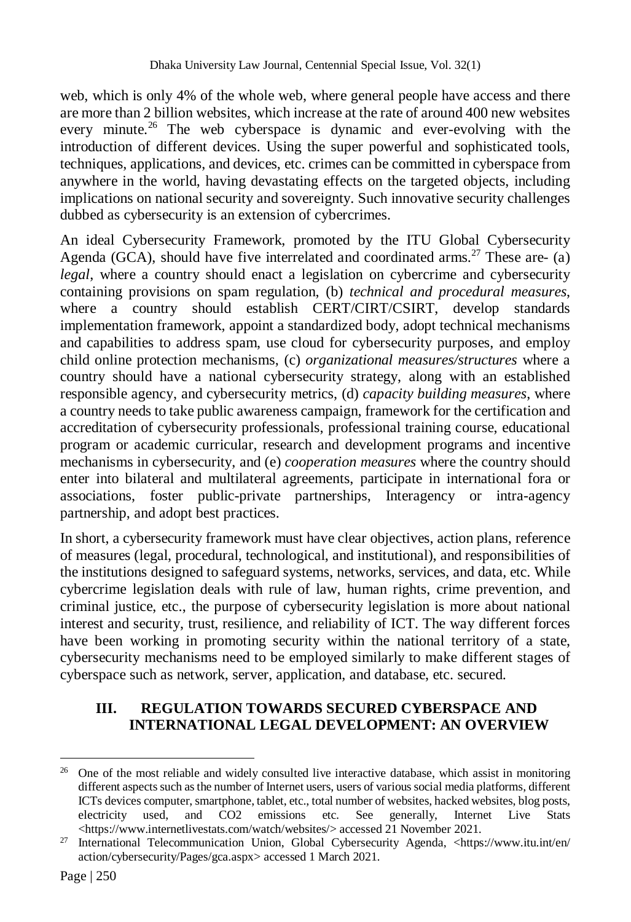web, which is only 4% of the whole web, where general people have access and there are more than 2 billion websites, which increase at the rate of around 400 new websites every minute.[26] The web cyberspace is dynamic and ever-evolving with the introduction of different devices. Using the super powerful and sophisticated tools, techniques, applications, and devices, etc. crimes can be committed in cyberspace from anywhere in the world, having devastating effects on the targeted objects, including implications on national security and sovereignty. Such innovative security challenges dubbed as cybersecurity is an extension of cybercrimes.

An ideal Cybersecurity Framework, promoted by the ITU Global Cybersecurity Agenda (GCA), should have five interrelated and coordinated arms.[27] These are- (a) *legal*, where a country should enact a legislation on cybercrime and cybersecurity containing provisions on spam regulation, (b) *technical and procedural measures*, where a country should establish CERT/CIRT/CSIRT, develop standards implementation framework, appoint a standardized body, adopt technical mechanisms and capabilities to address spam, use cloud for cybersecurity purposes, and employ child online protection mechanisms, (c) *organizational measures/structures* where a country should have a national cybersecurity strategy, along with an established responsible agency, and cybersecurity metrics, (d) *capacity building measures*, where a country needs to take public awareness campaign, framework for the certification and accreditation of cybersecurity professionals, professional training course, educational program or academic curricular, research and development programs and incentive mechanisms in cybersecurity, and (e) *cooperation measures* where the country should enter into bilateral and multilateral agreements, participate in international fora or associations, foster public-private partnerships, Interagency or intra-agency partnership, and adopt best practices.

In short, a cybersecurity framework must have clear objectives, action plans, reference of measures (legal, procedural, technological, and institutional), and responsibilities of the institutions designed to safeguard systems, networks, services, and data, etc. While cybercrime legislation deals with rule of law, human rights, crime prevention, and criminal justice, etc., the purpose of cybersecurity legislation is more about national interest and security, trust, resilience, and reliability of ICT. The way different forces have been working in promoting security within the national territory of a state, cybersecurity mechanisms need to be employed similarly to make different stages of cyberspace such as network, server, application, and database, etc. secured.

## III. REGULATION TOWARDS SECURED CYBERSPACE AND INTERNATIONAL LEGAL DEVELOPMENT: AN OVERVIEW

---

[26] One of the most reliable and widely consulted live interactive database, which assist in monitoring different aspects such as the number of Internet users, users of various social media platforms, different ICTs devices computer, smartphone, tablet, etc., total number of websites, hacked websites, blog posts, electricity used, and CO2 emissions etc. See generally, Internet Live Stats <https://www.internetlivestats.com/watch/websites/> accessed 21 November 2021.

[27] International Telecommunication Union, Global Cybersecurity Agenda, <https://www.itu.int/en/action/cybersecurity/Pages/gca.aspx> accessed 1 March 2021.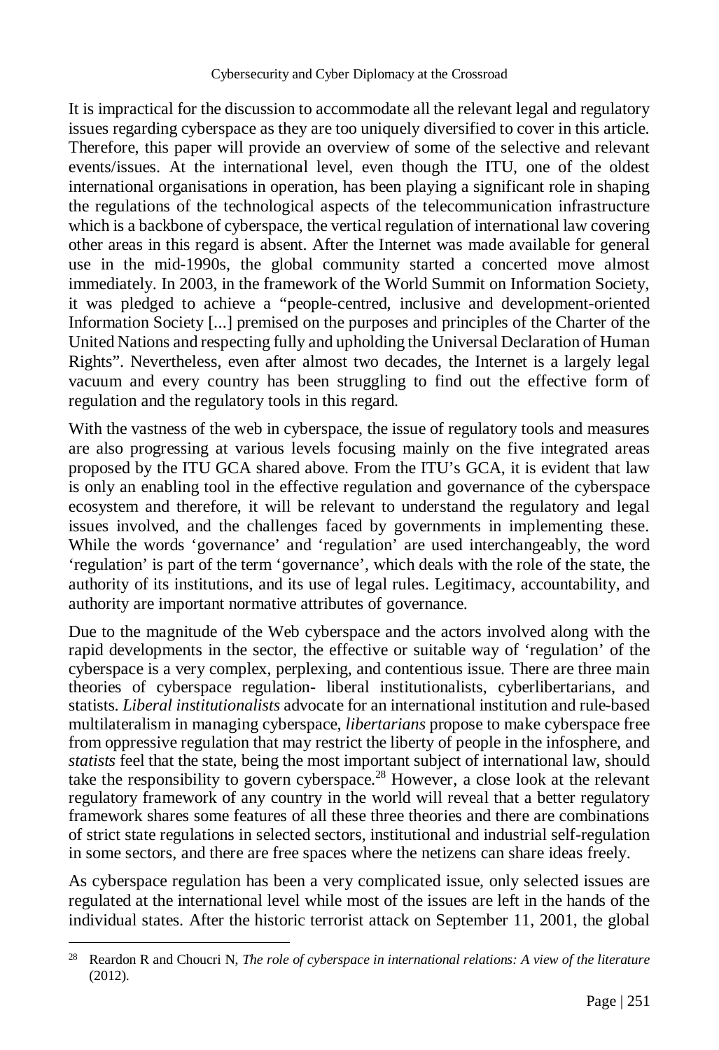It is impractical for the discussion to accommodate all the relevant legal and regulatory issues regarding cyberspace as they are too uniquely diversified to cover in this article. Therefore, this paper will provide an overview of some of the selective and relevant events/issues. At the international level, even though the ITU, one of the oldest international organisations in operation, has been playing a significant role in shaping the regulations of the technological aspects of the telecommunication infrastructure which is a backbone of cyberspace, the vertical regulation of international law covering other areas in this regard is absent. After the Internet was made available for general use in the mid-1990s, the global community started a concerted move almost immediately. In 2003, in the framework of the World Summit on Information Society, it was pledged to achieve a "people-centred, inclusive and development-oriented Information Society [...] premised on the purposes and principles of the Charter of the United Nations and respecting fully and upholding the Universal Declaration of Human Rights". Nevertheless, even after almost two decades, the Internet is a largely legal vacuum and every country has been struggling to find out the effective form of regulation and the regulatory tools in this regard.

With the vastness of the web in cyberspace, the issue of regulatory tools and measures are also progressing at various levels focusing mainly on the five integrated areas proposed by the ITU GCA shared above. From the ITU's GCA, it is evident that law is only an enabling tool in the effective regulation and governance of the cyberspace ecosystem and therefore, it will be relevant to understand the regulatory and legal issues involved, and the challenges faced by governments in implementing these. While the words 'governance' and 'regulation' are used interchangeably, the word 'regulation' is part of the term 'governance', which deals with the role of the state, the authority of its institutions, and its use of legal rules. Legitimacy, accountability, and authority are important normative attributes of governance.

Due to the magnitude of the Web cyberspace and the actors involved along with the rapid developments in the sector, the effective or suitable way of 'regulation' of the cyberspace is a very complex, perplexing, and contentious issue. There are three main theories of cyberspace regulation- liberal institutionalists, cyberlibertarians, and statists. *Liberal institutionalists* advocate for an international institution and rule-based multilateralism in managing cyberspace, *libertarians* propose to make cyberspace free from oppressive regulation that may restrict the liberty of people in the infosphere, and *statists* feel that the state, being the most important subject of international law, should take the responsibility to govern cyberspace.[28] However, a close look at the relevant regulatory framework of any country in the world will reveal that a better regulatory framework shares some features of all these three theories and there are combinations of strict state regulations in selected sectors, institutional and industrial self-regulation in some sectors, and there are free spaces where the netizens can share ideas freely.

As cyberspace regulation has been a very complicated issue, only selected issues are regulated at the international level while most of the issues are left in the hands of the individual states. After the historic terrorist attack on September 11, 2001, the global

---

[28] Reardon R and Choucri N, *The role of cyberspace in international relations: A view of the literature* (2012).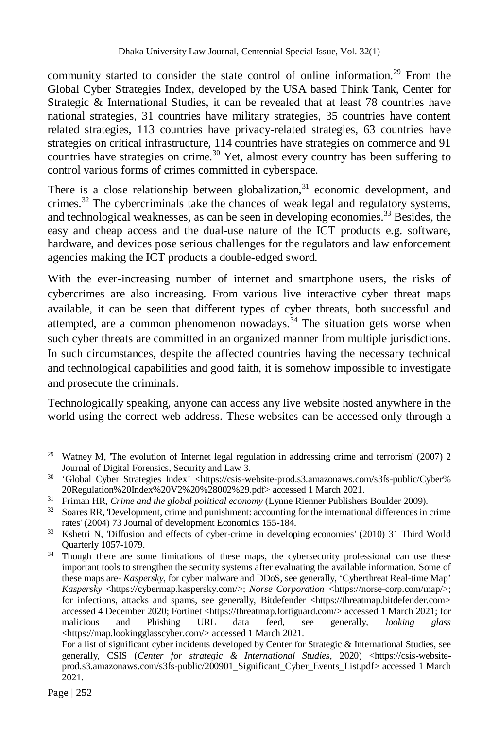community started to consider the state control of online information.[29] From the Global Cyber Strategies Index, developed by the USA based Think Tank, Center for Strategic & International Studies, it can be revealed that at least 78 countries have national strategies, 31 countries have military strategies, 35 countries have content related strategies, 113 countries have privacy-related strategies, 63 countries have strategies on critical infrastructure, 114 countries have strategies on commerce and 91 countries have strategies on crime.[30] Yet, almost every country has been suffering to control various forms of crimes committed in cyberspace.

There is a close relationship between globalization,[31] economic development, and crimes.[32] The cybercriminals take the chances of weak legal and regulatory systems, and technological weaknesses, as can be seen in developing economies.[33] Besides, the easy and cheap access and the dual-use nature of the ICT products e.g. software, hardware, and devices pose serious challenges for the regulators and law enforcement agencies making the ICT products a double-edged sword.

With the ever-increasing number of internet and smartphone users, the risks of cybercrimes are also increasing. From various live interactive cyber threat maps available, it can be seen that different types of cyber threats, both successful and attempted, are a common phenomenon nowadays.[34] The situation gets worse when such cyber threats are committed in an organized manner from multiple jurisdictions. In such circumstances, despite the affected countries having the necessary technical and technological capabilities and good faith, it is somehow impossible to investigate and prosecute the criminals.

Technologically speaking, anyone can access any live website hosted anywhere in the world using the correct web address. These websites can be accessed only through a

---

[29] Watney M, 'The evolution of Internet legal regulation in addressing crime and terrorism' (2007) 2 Journal of Digital Forensics, Security and Law 3.

[30] 'Global Cyber Strategies Index' <https://csis-website-prod.s3.amazonaws.com/s3fs-public/Cyber%20Regulation%20Index%20V2%20%28002%29.pdf> accessed 1 March 2021.

[31] Friman HR, *Crime and the global political economy* (Lynne Rienner Publishers Boulder 2009).

[32] Soares RR, 'Development, crime and punishment: accounting for the international differences in crime rates' (2004) 73 Journal of development Economics 155-184.

[33] Kshetri N, 'Diffusion and effects of cyber-crime in developing economies' (2010) 31 Third World Quarterly 1057-1079.

[34] Though there are some limitations of these maps, the cybersecurity professional can use these important tools to strengthen the security systems after evaluating the available information. Some of these maps are- *Kaspersky*, for cyber malware and DDoS, see generally, 'Cyberthreat Real-time Map' *Kaspersky* <https://cybermap.kaspersky.com/>; *Norse Corporation* <https://norse-corp.com/map/>; for infections, attacks and spams, see generally, Bitdefender <https://threatmap.bitdefender.com> accessed 4 December 2020; Fortinet <https://threatmap.fortiguard.com/> accessed 1 March 2021; for malicious and Phishing URL data feed, see generally, *looking glass* <https://map.lookingglasscyber.com/> accessed 1 March 2021.

For a list of significant cyber incidents developed by Center for Strategic & International Studies, see generally, CSIS (*Center for strategic & International Studies*, 2020) <https://csis-website-prod.s3.amazonaws.com/s3fs-public/200901_Significant_Cyber_Events_List.pdf> accessed 1 March 2021.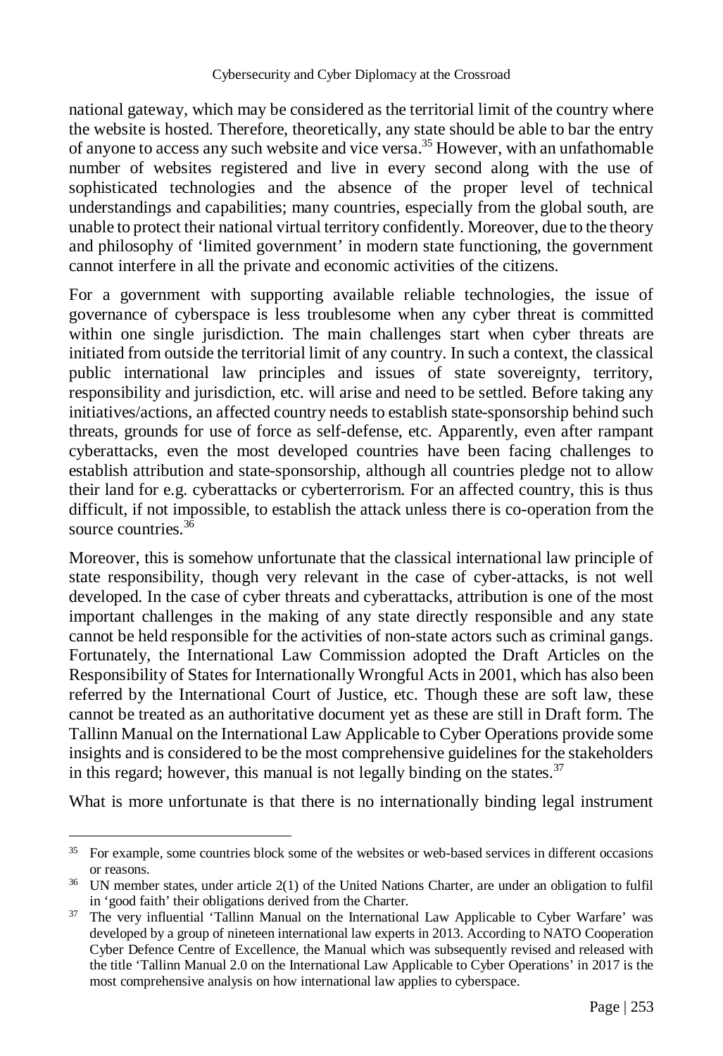national gateway, which may be considered as the territorial limit of the country where the website is hosted. Therefore, theoretically, any state should be able to bar the entry of anyone to access any such website and vice versa.[35] However, with an unfathomable number of websites registered and live in every second along with the use of sophisticated technologies and the absence of the proper level of technical understandings and capabilities; many countries, especially from the global south, are unable to protect their national virtual territory confidently. Moreover, due to the theory and philosophy of 'limited government' in modern state functioning, the government cannot interfere in all the private and economic activities of the citizens.

For a government with supporting available reliable technologies, the issue of governance of cyberspace is less troublesome when any cyber threat is committed within one single jurisdiction. The main challenges start when cyber threats are initiated from outside the territorial limit of any country. In such a context, the classical public international law principles and issues of state sovereignty, territory, responsibility and jurisdiction, etc. will arise and need to be settled. Before taking any initiatives/actions, an affected country needs to establish state-sponsorship behind such threats, grounds for use of force as self-defense, etc. Apparently, even after rampant cyberattacks, even the most developed countries have been facing challenges to establish attribution and state-sponsorship, although all countries pledge not to allow their land for e.g. cyberattacks or cyberterrorism. For an affected country, this is thus difficult, if not impossible, to establish the attack unless there is co-operation from the source countries.[36]

Moreover, this is somehow unfortunate that the classical international law principle of state responsibility, though very relevant in the case of cyber-attacks, is not well developed. In the case of cyber threats and cyberattacks, attribution is one of the most important challenges in the making of any state directly responsible and any state cannot be held responsible for the activities of non-state actors such as criminal gangs. Fortunately, the International Law Commission adopted the Draft Articles on the Responsibility of States for Internationally Wrongful Acts in 2001, which has also been referred by the International Court of Justice, etc. Though these are soft law, these cannot be treated as an authoritative document yet as these are still in Draft form. The Tallinn Manual on the International Law Applicable to Cyber Operations provide some insights and is considered to be the most comprehensive guidelines for the stakeholders in this regard; however, this manual is not legally binding on the states.[37]

What is more unfortunate is that there is no internationally binding legal instrument

---

[35] For example, some countries block some of the websites or web-based services in different occasions or reasons.

[36] UN member states, under article 2(1) of the United Nations Charter, are under an obligation to fulfil in 'good faith' their obligations derived from the Charter.

[37] The very influential 'Tallinn Manual on the International Law Applicable to Cyber Warfare' was developed by a group of nineteen international law experts in 2013. According to NATO Cooperation Cyber Defence Centre of Excellence, the Manual which was subsequently revised and released with the title 'Tallinn Manual 2.0 on the International Law Applicable to Cyber Operations' in 2017 is the most comprehensive analysis on how international law applies to cyberspace.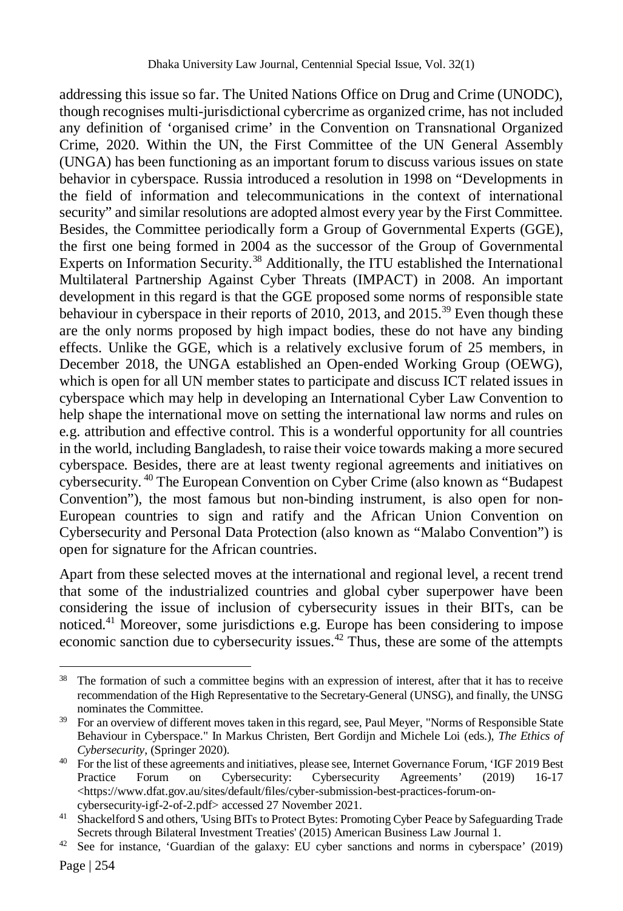addressing this issue so far. The United Nations Office on Drug and Crime (UNODC), though recognises multi-jurisdictional cybercrime as organized crime, has not included any definition of 'organised crime' in the Convention on Transnational Organized Crime, 2020. Within the UN, the First Committee of the UN General Assembly (UNGA) has been functioning as an important forum to discuss various issues on state behavior in cyberspace. Russia introduced a resolution in 1998 on "Developments in the field of information and telecommunications in the context of international security" and similar resolutions are adopted almost every year by the First Committee. Besides, the Committee periodically form a Group of Governmental Experts (GGE), the first one being formed in 2004 as the successor of the Group of Governmental Experts on Information Security.[38] Additionally, the ITU established the International Multilateral Partnership Against Cyber Threats (IMPACT) in 2008. An important development in this regard is that the GGE proposed some norms of responsible state behaviour in cyberspace in their reports of 2010, 2013, and 2015.[39] Even though these are the only norms proposed by high impact bodies, these do not have any binding effects. Unlike the GGE, which is a relatively exclusive forum of 25 members, in December 2018, the UNGA established an Open-ended Working Group (OEWG), which is open for all UN member states to participate and discuss ICT related issues in cyberspace which may help in developing an International Cyber Law Convention to help shape the international move on setting the international law norms and rules on e.g. attribution and effective control. This is a wonderful opportunity for all countries in the world, including Bangladesh, to raise their voice towards making a more secured cyberspace. Besides, there are at least twenty regional agreements and initiatives on cybersecurity.[40] The European Convention on Cyber Crime (also known as "Budapest Convention"), the most famous but non-binding instrument, is also open for non-European countries to sign and ratify and the African Union Convention on Cybersecurity and Personal Data Protection (also known as "Malabo Convention") is open for signature for the African countries.

Apart from these selected moves at the international and regional level, a recent trend that some of the industrialized countries and global cyber superpower have been considering the issue of inclusion of cybersecurity issues in their BITs, can be noticed.[41] Moreover, some jurisdictions e.g. Europe has been considering to impose economic sanction due to cybersecurity issues.[42] Thus, these are some of the attempts

---

[38] The formation of such a committee begins with an expression of interest, after that it has to receive recommendation of the High Representative to the Secretary-General (UNSG), and finally, the UNSG nominates the Committee.

[39] For an overview of different moves taken in this regard, see, Paul Meyer, "Norms of Responsible State Behaviour in Cyberspace." In Markus Christen, Bert Gordijn and Michele Loi (eds.), *The Ethics of Cybersecurity*, (Springer 2020).

[40] For the list of these agreements and initiatives, please see, Internet Governance Forum, 'IGF 2019 Best Practice Forum on Cybersecurity: Cybersecurity Agreements' (2019) 16-17 <https://www.dfat.gov.au/sites/default/files/cyber-submission-best-practices-forum-on-cybersecurity-igf-2-of-2.pdf> accessed 27 November 2021.

[41] Shackelford S and others, 'Using BITs to Protect Bytes: Promoting Cyber Peace by Safeguarding Trade Secrets through Bilateral Investment Treaties' (2015) American Business Law Journal 1.

[42] See for instance, 'Guardian of the galaxy: EU cyber sanctions and norms in cyberspace' (2019)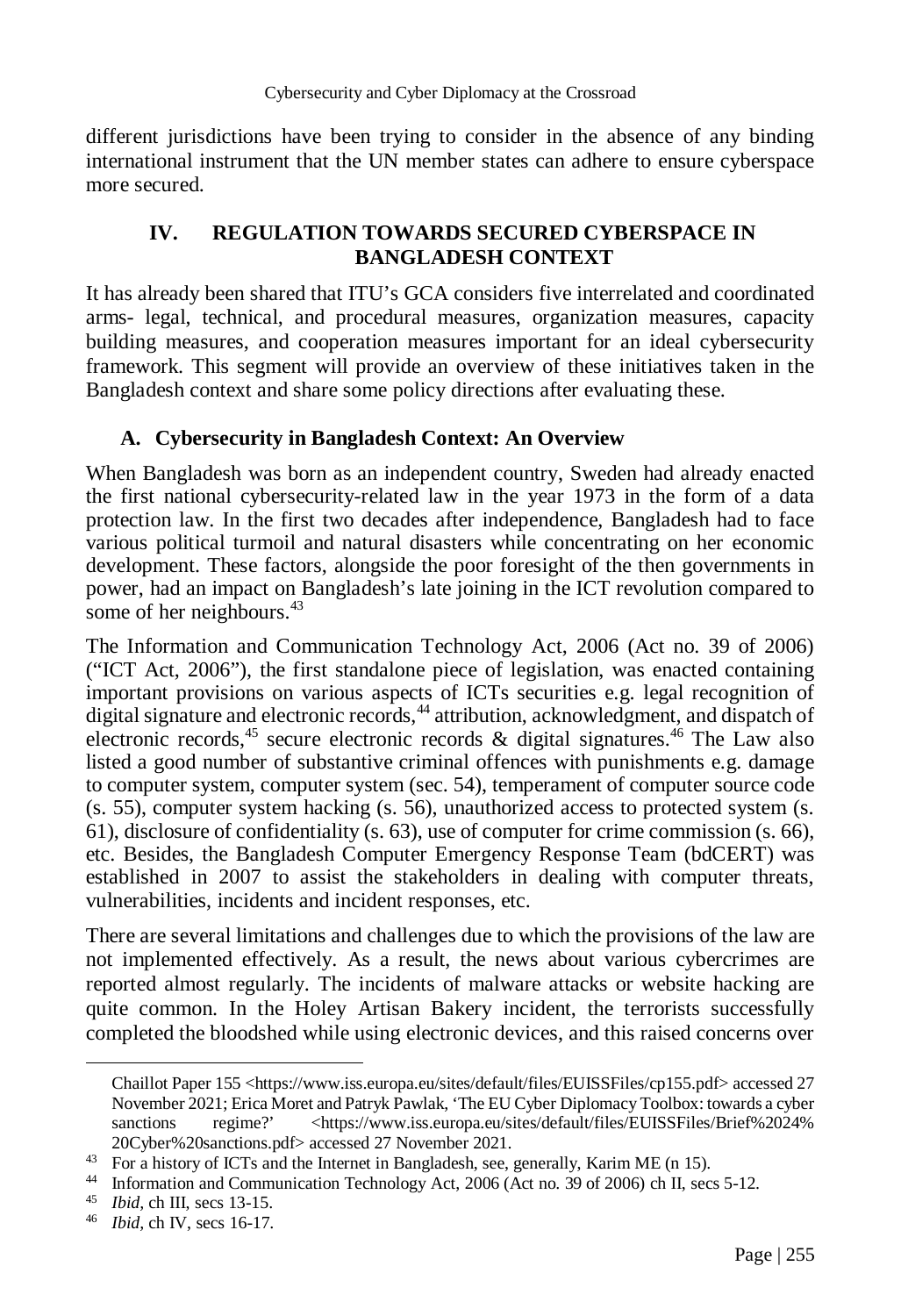different jurisdictions have been trying to consider in the absence of any binding international instrument that the UN member states can adhere to ensure cyberspace more secured.

## IV. REGULATION TOWARDS SECURED CYBERSPACE IN BANGLADESH CONTEXT

It has already been shared that ITU's GCA considers five interrelated and coordinated arms- legal, technical, and procedural measures, organization measures, capacity building measures, and cooperation measures important for an ideal cybersecurity framework. This segment will provide an overview of these initiatives taken in the Bangladesh context and share some policy directions after evaluating these.

### A. Cybersecurity in Bangladesh Context: An Overview

When Bangladesh was born as an independent country, Sweden had already enacted the first national cybersecurity-related law in the year 1973 in the form of a data protection law. In the first two decades after independence, Bangladesh had to face various political turmoil and natural disasters while concentrating on her economic development. These factors, alongside the poor foresight of the then governments in power, had an impact on Bangladesh's late joining in the ICT revolution compared to some of her neighbours.[43]

The Information and Communication Technology Act, 2006 (Act no. 39 of 2006) ("ICT Act, 2006"), the first standalone piece of legislation, was enacted containing important provisions on various aspects of ICTs securities e.g. legal recognition of digital signature and electronic records,[44] attribution, acknowledgment, and dispatch of electronic records,[45] secure electronic records & digital signatures.[46] The Law also listed a good number of substantive criminal offences with punishments e.g. damage to computer system, computer system (sec. 54), temperament of computer source code (s. 55), computer system hacking (s. 56), unauthorized access to protected system (s. 61), disclosure of confidentiality (s. 63), use of computer for crime commission (s. 66), etc. Besides, the Bangladesh Computer Emergency Response Team (bdCERT) was established in 2007 to assist the stakeholders in dealing with computer threats, vulnerabilities, incidents and incident responses, etc.

There are several limitations and challenges due to which the provisions of the law are not implemented effectively. As a result, the news about various cybercrimes are reported almost regularly. The incidents of malware attacks or website hacking are quite common. In the Holey Artisan Bakery incident, the terrorists successfully completed the bloodshed while using electronic devices, and this raised concerns over

---

Chaillot Paper 155 <https://www.iss.europa.eu/sites/default/files/EUISSFiles/cp155.pdf> accessed 27 November 2021; Erica Moret and Patryk Pawlak, 'The EU Cyber Diplomacy Toolbox: towards a cyber sanctions regime?' <https://www.iss.europa.eu/sites/default/files/EUISSFiles/Brief%2024%20Cyber%20sanctions.pdf> accessed 27 November 2021.

[43] For a history of ICTs and the Internet in Bangladesh, see, generally, Karim ME (n 15).

[44] Information and Communication Technology Act, 2006 (Act no. 39 of 2006) ch II, secs 5-12.

[45] *Ibid*, ch III, secs 13-15.

[46] *Ibid*, ch IV, secs 16-17.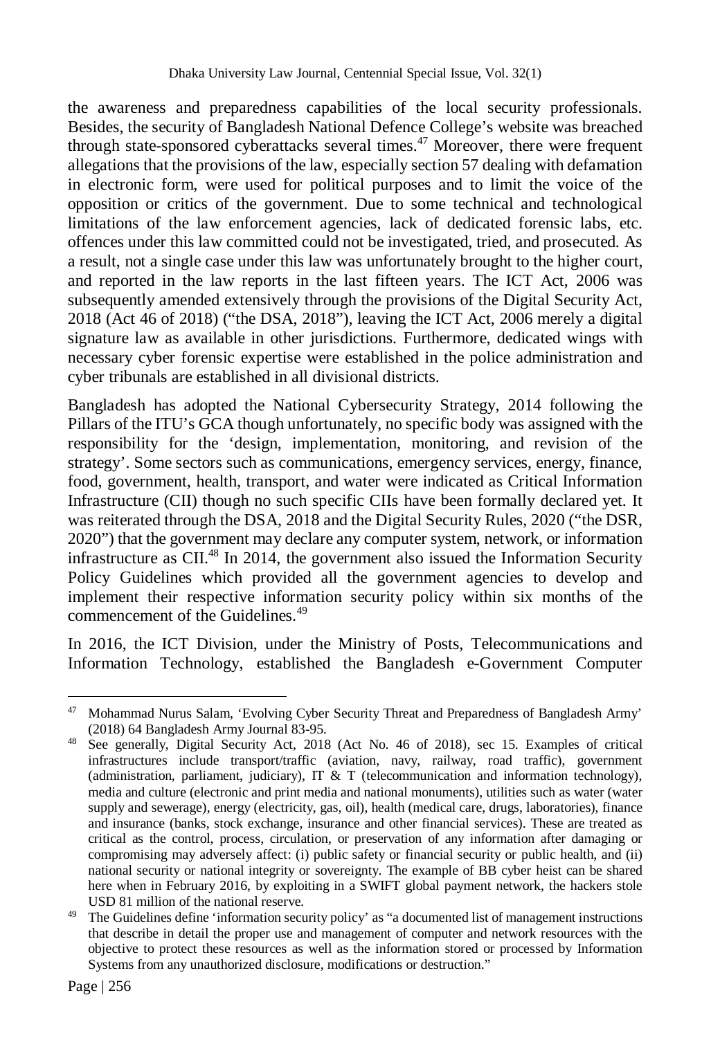the awareness and preparedness capabilities of the local security professionals. Besides, the security of Bangladesh National Defence College's website was breached through state-sponsored cyberattacks several times.[47] Moreover, there were frequent allegations that the provisions of the law, especially section 57 dealing with defamation in electronic form, were used for political purposes and to limit the voice of the opposition or critics of the government. Due to some technical and technological limitations of the law enforcement agencies, lack of dedicated forensic labs, etc. offences under this law committed could not be investigated, tried, and prosecuted. As a result, not a single case under this law was unfortunately brought to the higher court, and reported in the law reports in the last fifteen years. The ICT Act, 2006 was subsequently amended extensively through the provisions of the Digital Security Act, 2018 (Act 46 of 2018) ("the DSA, 2018"), leaving the ICT Act, 2006 merely a digital signature law as available in other jurisdictions. Furthermore, dedicated wings with necessary cyber forensic expertise were established in the police administration and cyber tribunals are established in all divisional districts.

Bangladesh has adopted the National Cybersecurity Strategy, 2014 following the Pillars of the ITU's GCA though unfortunately, no specific body was assigned with the responsibility for the 'design, implementation, monitoring, and revision of the strategy'. Some sectors such as communications, emergency services, energy, finance, food, government, health, transport, and water were indicated as Critical Information Infrastructure (CII) though no such specific CIIs have been formally declared yet. It was reiterated through the DSA, 2018 and the Digital Security Rules, 2020 ("the DSR, 2020") that the government may declare any computer system, network, or information infrastructure as CII.[48] In 2014, the government also issued the Information Security Policy Guidelines which provided all the government agencies to develop and implement their respective information security policy within six months of the commencement of the Guidelines.[49]

In 2016, the ICT Division, under the Ministry of Posts, Telecommunications and Information Technology, established the Bangladesh e-Government Computer

---

[47] Mohammad Nurus Salam, 'Evolving Cyber Security Threat and Preparedness of Bangladesh Army' (2018) 64 Bangladesh Army Journal 83-95.

[48] See generally, Digital Security Act, 2018 (Act No. 46 of 2018), sec 15. Examples of critical infrastructures include transport/traffic (aviation, navy, railway, road traffic), government (administration, parliament, judiciary), IT & T (telecommunication and information technology), media and culture (electronic and print media and national monuments), utilities such as water (water supply and sewerage), energy (electricity, gas, oil), health (medical care, drugs, laboratories), finance and insurance (banks, stock exchange, insurance and other financial services). These are treated as critical as the control, process, circulation, or preservation of any information after damaging or compromising may adversely affect: (i) public safety or financial security or public health, and (ii) national security or national integrity or sovereignty. The example of BB cyber heist can be shared here when in February 2016, by exploiting in a SWIFT global payment network, the hackers stole USD 81 million of the national reserve.

[49] The Guidelines define 'information security policy' as "a documented list of management instructions that describe in detail the proper use and management of computer and network resources with the objective to protect these resources as well as the information stored or processed by Information Systems from any unauthorized disclosure, modifications or destruction."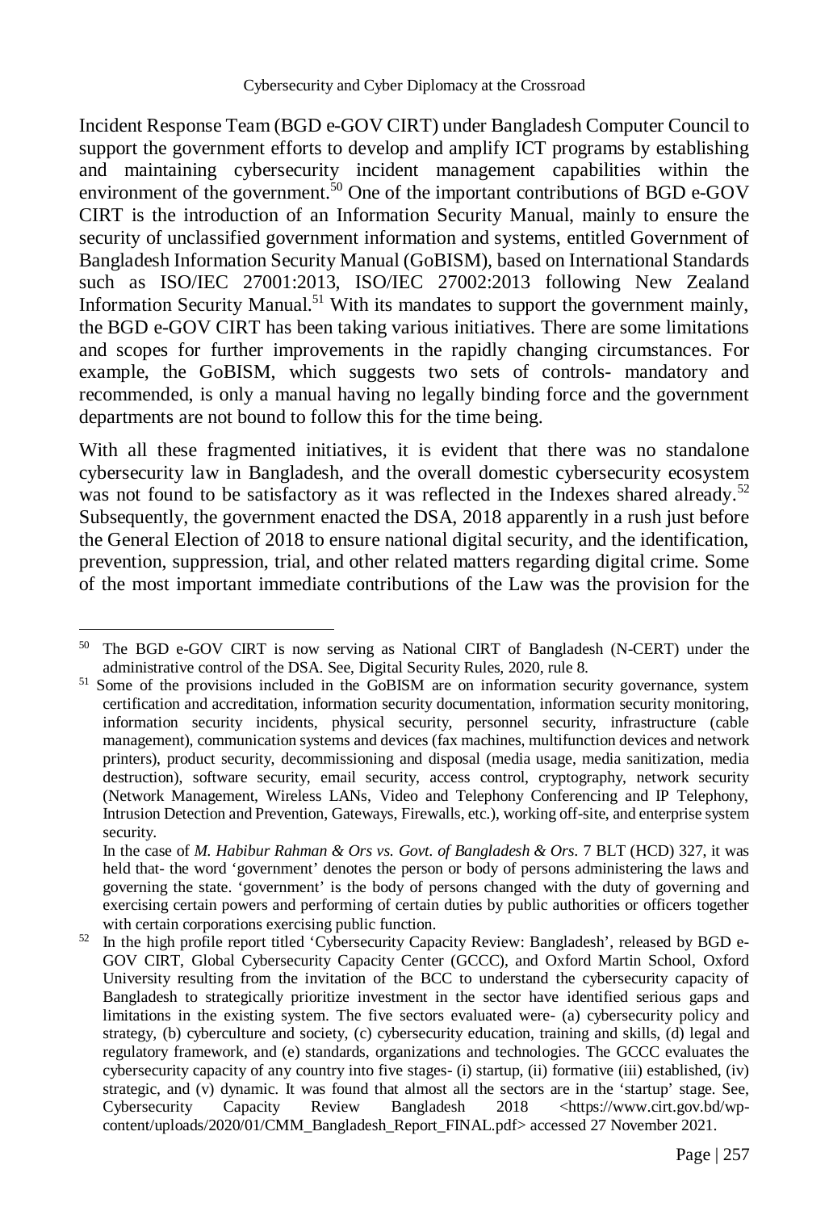Incident Response Team (BGD e-GOV CIRT) under Bangladesh Computer Council to support the government efforts to develop and amplify ICT programs by establishing and maintaining cybersecurity incident management capabilities within the environment of the government.[50] One of the important contributions of BGD e-GOV CIRT is the introduction of an Information Security Manual, mainly to ensure the security of unclassified government information and systems, entitled Government of Bangladesh Information Security Manual (GoBISM), based on International Standards such as ISO/IEC 27001:2013, ISO/IEC 27002:2013 following New Zealand Information Security Manual.[51] With its mandates to support the government mainly, the BGD e-GOV CIRT has been taking various initiatives. There are some limitations and scopes for further improvements in the rapidly changing circumstances. For example, the GoBISM, which suggests two sets of controls- mandatory and recommended, is only a manual having no legally binding force and the government departments are not bound to follow this for the time being.

With all these fragmented initiatives, it is evident that there was no standalone cybersecurity law in Bangladesh, and the overall domestic cybersecurity ecosystem was not found to be satisfactory as it was reflected in the Indexes shared already.[52] Subsequently, the government enacted the DSA, 2018 apparently in a rush just before the General Election of 2018 to ensure national digital security, and the identification, prevention, suppression, trial, and other related matters regarding digital crime. Some of the most important immediate contributions of the Law was the provision for the

---

[50] The BGD e-GOV CIRT is now serving as National CIRT of Bangladesh (N-CERT) under the administrative control of the DSA. See, Digital Security Rules, 2020, rule 8.

[51] Some of the provisions included in the GoBISM are on information security governance, system certification and accreditation, information security documentation, information security monitoring, information security incidents, physical security, personnel security, infrastructure (cable management), communication systems and devices (fax machines, multifunction devices and network printers), product security, decommissioning and disposal (media usage, media sanitization, media destruction), software security, email security, access control, cryptography, network security (Network Management, Wireless LANs, Video and Telephony Conferencing and IP Telephony, Intrusion Detection and Prevention, Gateways, Firewalls, etc.), working off-site, and enterprise system security.

In the case of *M. Habibur Rahman & Ors vs. Govt. of Bangladesh & Ors.* 7 BLT (HCD) 327, it was held that- the word 'government' denotes the person or body of persons administering the laws and governing the state. 'government' is the body of persons changed with the duty of governing and exercising certain powers and performing of certain duties by public authorities or officers together with certain corporations exercising public function.

[52] In the high profile report titled 'Cybersecurity Capacity Review: Bangladesh', released by BGD e-GOV CIRT, Global Cybersecurity Capacity Center (GCCC), and Oxford Martin School, Oxford University resulting from the invitation of the BCC to understand the cybersecurity capacity of Bangladesh to strategically prioritize investment in the sector have identified serious gaps and limitations in the existing system. The five sectors evaluated were- (a) cybersecurity policy and strategy, (b) cyberculture and society, (c) cybersecurity education, training and skills, (d) legal and regulatory framework, and (e) standards, organizations and technologies. The GCCC evaluates the cybersecurity capacity of any country into five stages- (i) startup, (ii) formative (iii) established, (iv) strategic, and (v) dynamic. It was found that almost all the sectors are in the 'startup' stage. See, Cybersecurity Capacity Review Bangladesh 2018 <https://www.cirt.gov.bd/wp-content/uploads/2020/01/CMM_Bangladesh_Report_FINAL.pdf> accessed 27 November 2021.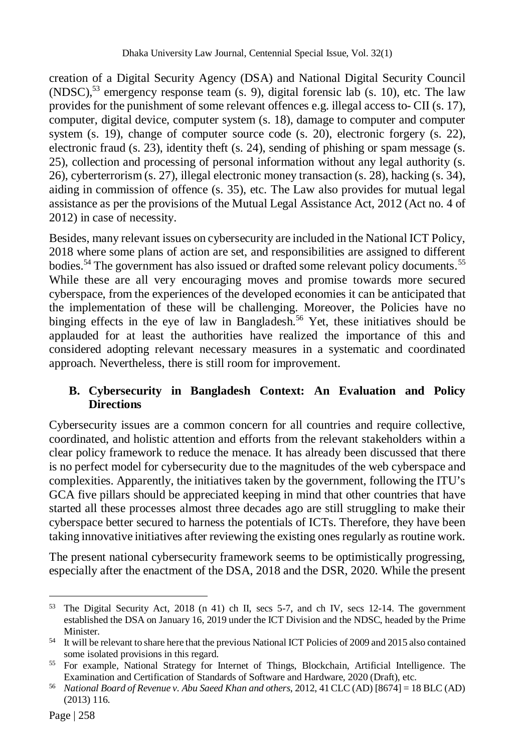creation of a Digital Security Agency (DSA) and National Digital Security Council (NDSC),[53] emergency response team (s. 9), digital forensic lab (s. 10), etc. The law provides for the punishment of some relevant offences e.g. illegal access to- CII (s. 17), computer, digital device, computer system (s. 18), damage to computer and computer system (s. 19), change of computer source code (s. 20), electronic forgery (s. 22), electronic fraud (s. 23), identity theft (s. 24), sending of phishing or spam message (s. 25), collection and processing of personal information without any legal authority (s. 26), cyberterrorism (s. 27), illegal electronic money transaction (s. 28), hacking (s. 34), aiding in commission of offence (s. 35), etc. The Law also provides for mutual legal assistance as per the provisions of the Mutual Legal Assistance Act, 2012 (Act no. 4 of 2012) in case of necessity.

Besides, many relevant issues on cybersecurity are included in the National ICT Policy, 2018 where some plans of action are set, and responsibilities are assigned to different bodies.[54] The government has also issued or drafted some relevant policy documents.[55] While these are all very encouraging moves and promise towards more secured cyberspace, from the experiences of the developed economies it can be anticipated that the implementation of these will be challenging. Moreover, the Policies have no binging effects in the eye of law in Bangladesh.[56] Yet, these initiatives should be applauded for at least the authorities have realized the importance of this and considered adopting relevant necessary measures in a systematic and coordinated approach. Nevertheless, there is still room for improvement.

### B. Cybersecurity in Bangladesh Context: An Evaluation and Policy Directions

Cybersecurity issues are a common concern for all countries and require collective, coordinated, and holistic attention and efforts from the relevant stakeholders within a clear policy framework to reduce the menace. It has already been discussed that there is no perfect model for cybersecurity due to the magnitudes of the web cyberspace and complexities. Apparently, the initiatives taken by the government, following the ITU's GCA five pillars should be appreciated keeping in mind that other countries that have started all these processes almost three decades ago are still struggling to make their cyberspace better secured to harness the potentials of ICTs. Therefore, they have been taking innovative initiatives after reviewing the existing ones regularly as routine work.

The present national cybersecurity framework seems to be optimistically progressing, especially after the enactment of the DSA, 2018 and the DSR, 2020. While the present

---

[53] The Digital Security Act, 2018 (n 41) ch II, secs 5-7, and ch IV, secs 12-14. The government established the DSA on January 16, 2019 under the ICT Division and the NDSC, headed by the Prime Minister.

[54] It will be relevant to share here that the previous National ICT Policies of 2009 and 2015 also contained some isolated provisions in this regard.

[55] For example, National Strategy for Internet of Things, Blockchain, Artificial Intelligence. The Examination and Certification of Standards of Software and Hardware, 2020 (Draft), etc.

[56] *National Board of Revenue v. Abu Saeed Khan and others*, 2012, 41 CLC (AD) [8674] = 18 BLC (AD) (2013) 116.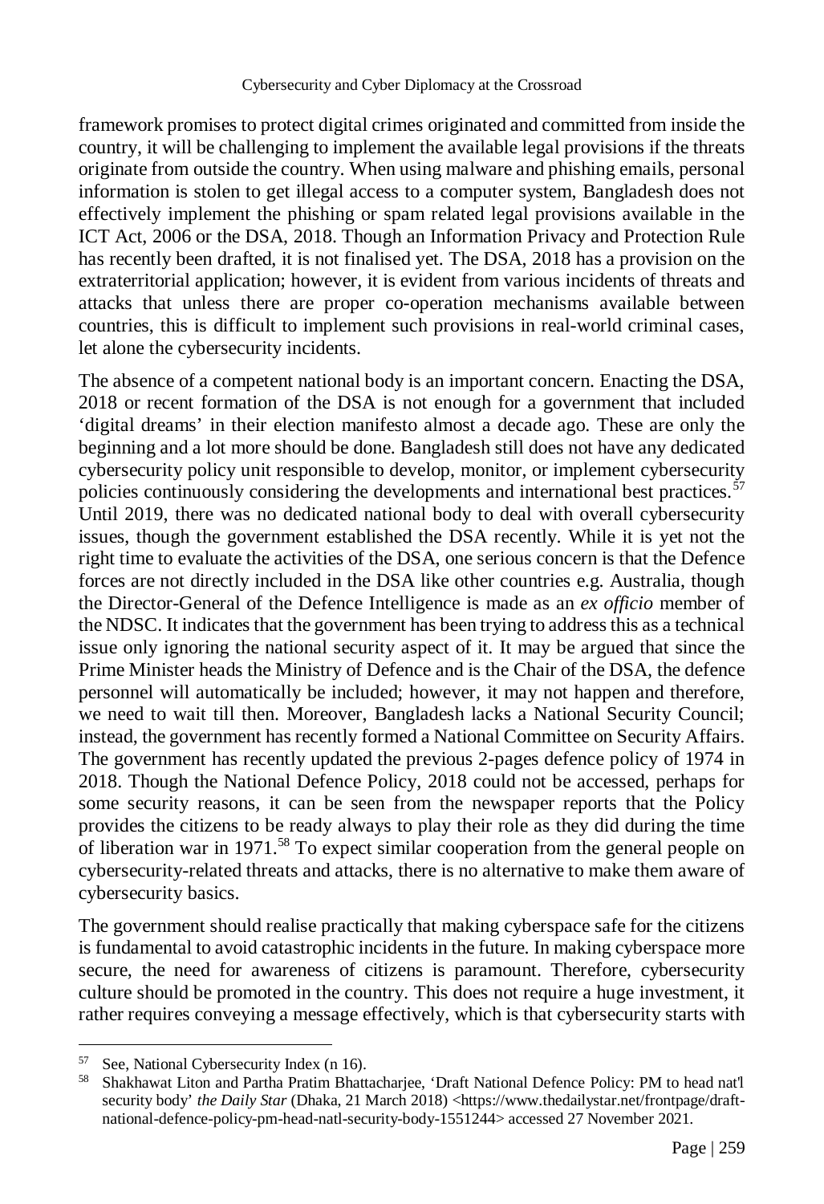framework promises to protect digital crimes originated and committed from inside the country, it will be challenging to implement the available legal provisions if the threats originate from outside the country. When using malware and phishing emails, personal information is stolen to get illegal access to a computer system, Bangladesh does not effectively implement the phishing or spam related legal provisions available in the ICT Act, 2006 or the DSA, 2018. Though an Information Privacy and Protection Rule has recently been drafted, it is not finalised yet. The DSA, 2018 has a provision on the extraterritorial application; however, it is evident from various incidents of threats and attacks that unless there are proper co-operation mechanisms available between countries, this is difficult to implement such provisions in real-world criminal cases, let alone the cybersecurity incidents.

The absence of a competent national body is an important concern. Enacting the DSA, 2018 or recent formation of the DSA is not enough for a government that included 'digital dreams' in their election manifesto almost a decade ago. These are only the beginning and a lot more should be done. Bangladesh still does not have any dedicated cybersecurity policy unit responsible to develop, monitor, or implement cybersecurity policies continuously considering the developments and international best practices.[57] Until 2019, there was no dedicated national body to deal with overall cybersecurity issues, though the government established the DSA recently. While it is yet not the right time to evaluate the activities of the DSA, one serious concern is that the Defence forces are not directly included in the DSA like other countries e.g. Australia, though the Director-General of the Defence Intelligence is made as an *ex officio* member of the NDSC. It indicates that the government has been trying to address this as a technical issue only ignoring the national security aspect of it. It may be argued that since the Prime Minister heads the Ministry of Defence and is the Chair of the DSA, the defence personnel will automatically be included; however, it may not happen and therefore, we need to wait till then. Moreover, Bangladesh lacks a National Security Council; instead, the government has recently formed a National Committee on Security Affairs. The government has recently updated the previous 2-pages defence policy of 1974 in 2018. Though the National Defence Policy, 2018 could not be accessed, perhaps for some security reasons, it can be seen from the newspaper reports that the Policy provides the citizens to be ready always to play their role as they did during the time of liberation war in 1971.[58] To expect similar cooperation from the general people on cybersecurity-related threats and attacks, there is no alternative to make them aware of cybersecurity basics.

The government should realise practically that making cyberspace safe for the citizens is fundamental to avoid catastrophic incidents in the future. In making cyberspace more secure, the need for awareness of citizens is paramount. Therefore, cybersecurity culture should be promoted in the country. This does not require a huge investment, it rather requires conveying a message effectively, which is that cybersecurity starts with

---

[57] See, National Cybersecurity Index (n 16).

[58] Shakhawat Liton and Partha Pratim Bhattacharjee, 'Draft National Defence Policy: PM to head nat'l security body' *the Daily Star* (Dhaka, 21 March 2018) <https://www.thedailystar.net/frontpage/draft-national-defence-policy-pm-head-natl-security-body-1551244> accessed 27 November 2021.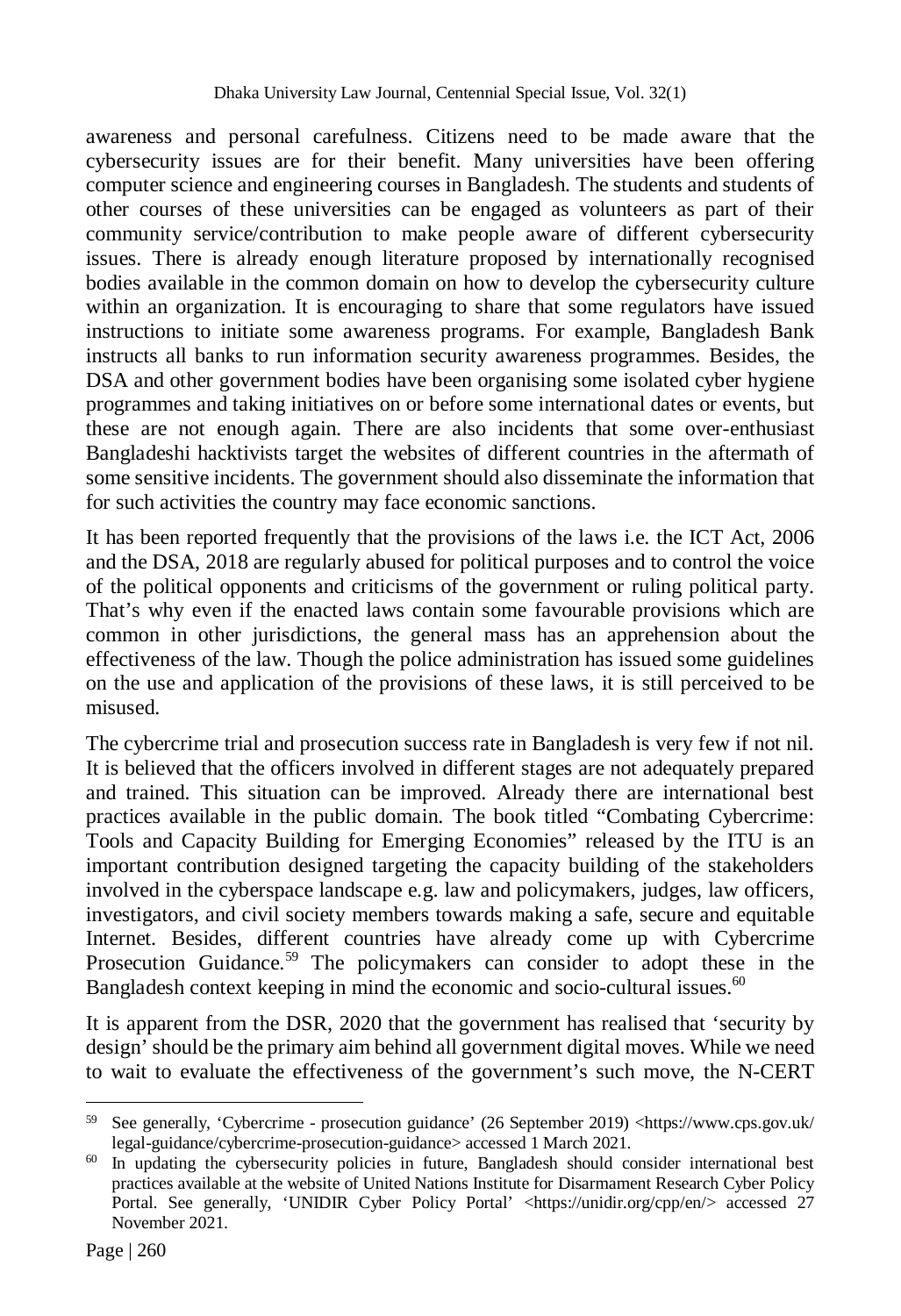awareness and personal carefulness. Citizens need to be made aware that the cybersecurity issues are for their benefit. Many universities have been offering computer science and engineering courses in Bangladesh. The students and students of other courses of these universities can be engaged as volunteers as part of their community service/contribution to make people aware of different cybersecurity issues. There is already enough literature proposed by internationally recognised bodies available in the common domain on how to develop the cybersecurity culture within an organization. It is encouraging to share that some regulators have issued instructions to initiate some awareness programs. For example, Bangladesh Bank instructs all banks to run information security awareness programmes. Besides, the DSA and other government bodies have been organising some isolated cyber hygiene programmes and taking initiatives on or before some international dates or events, but these are not enough again. There are also incidents that some over-enthusiast Bangladeshi hacktivists target the websites of different countries in the aftermath of some sensitive incidents. The government should also disseminate the information that for such activities the country may face economic sanctions.

It has been reported frequently that the provisions of the laws i.e. the ICT Act, 2006 and the DSA, 2018 are regularly abused for political purposes and to control the voice of the political opponents and criticisms of the government or ruling political party. That's why even if the enacted laws contain some favourable provisions which are common in other jurisdictions, the general mass has an apprehension about the effectiveness of the law. Though the police administration has issued some guidelines on the use and application of the provisions of these laws, it is still perceived to be misused.

The cybercrime trial and prosecution success rate in Bangladesh is very few if not nil. It is believed that the officers involved in different stages are not adequately prepared and trained. This situation can be improved. Already there are international best practices available in the public domain. The book titled "Combating Cybercrime: Tools and Capacity Building for Emerging Economies" released by the ITU is an important contribution designed targeting the capacity building of the stakeholders involved in the cyberspace landscape e.g. law and policymakers, judges, law officers, investigators, and civil society members towards making a safe, secure and equitable Internet. Besides, different countries have already come up with Cybercrime Prosecution Guidance.[59] The policymakers can consider to adopt these in the Bangladesh context keeping in mind the economic and socio-cultural issues.[60]

It is apparent from the DSR, 2020 that the government has realised that 'security by design' should be the primary aim behind all government digital moves. While we need to wait to evaluate the effectiveness of the government's such move, the N-CERT

---

[59] See generally, 'Cybercrime - prosecution guidance' (26 September 2019) <https://www.cps.gov.uk/legal-guidance/cybercrime-prosecution-guidance> accessed 1 March 2021.

[60] In updating the cybersecurity policies in future, Bangladesh should consider international best practices available at the website of United Nations Institute for Disarmament Research Cyber Policy Portal. See generally, 'UNIDIR Cyber Policy Portal' <https://unidir.org/cpp/en/> accessed 27 November 2021.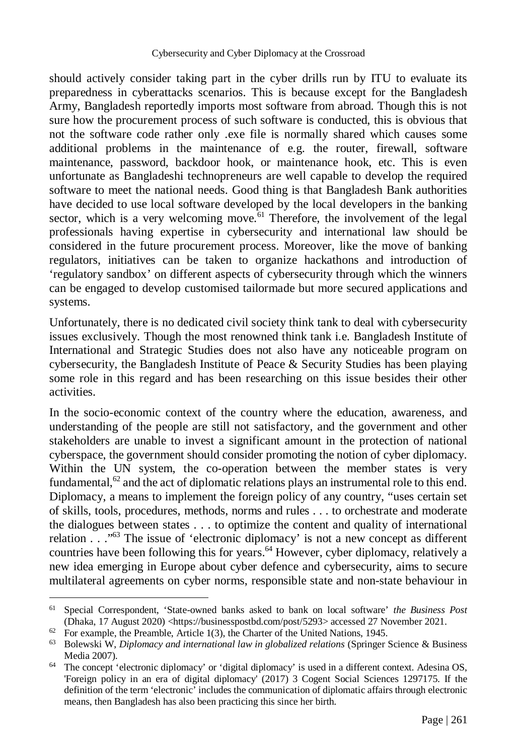should actively consider taking part in the cyber drills run by ITU to evaluate its preparedness in cyberattacks scenarios. This is because except for the Bangladesh Army, Bangladesh reportedly imports most software from abroad. Though this is not sure how the procurement process of such software is conducted, this is obvious that not the software code rather only .exe file is normally shared which causes some additional problems in the maintenance of e.g. the router, firewall, software maintenance, password, backdoor hook, or maintenance hook, etc. This is even unfortunate as Bangladeshi technopreneurs are well capable to develop the required software to meet the national needs. Good thing is that Bangladesh Bank authorities have decided to use local software developed by the local developers in the banking sector, which is a very welcoming move.[61] Therefore, the involvement of the legal professionals having expertise in cybersecurity and international law should be considered in the future procurement process. Moreover, like the move of banking regulators, initiatives can be taken to organize hackathons and introduction of 'regulatory sandbox' on different aspects of cybersecurity through which the winners can be engaged to develop customised tailormade but more secured applications and systems.

Unfortunately, there is no dedicated civil society think tank to deal with cybersecurity issues exclusively. Though the most renowned think tank i.e. Bangladesh Institute of International and Strategic Studies does not also have any noticeable program on cybersecurity, the Bangladesh Institute of Peace & Security Studies has been playing some role in this regard and has been researching on this issue besides their other activities.

In the socio-economic context of the country where the education, awareness, and understanding of the people are still not satisfactory, and the government and other stakeholders are unable to invest a significant amount in the protection of national cyberspace, the government should consider promoting the notion of cyber diplomacy. Within the UN system, the co-operation between the member states is very fundamental,[62] and the act of diplomatic relations plays an instrumental role to this end. Diplomacy, a means to implement the foreign policy of any country, "uses certain set of skills, tools, procedures, methods, norms and rules . . . to orchestrate and moderate the dialogues between states . . . to optimize the content and quality of international relation . . ."[63] The issue of 'electronic diplomacy' is not a new concept as different countries have been following this for years.[64] However, cyber diplomacy, relatively a new idea emerging in Europe about cyber defence and cybersecurity, aims to secure multilateral agreements on cyber norms, responsible state and non-state behaviour in

---

[61] Special Correspondent, 'State-owned banks asked to bank on local software' *the Business Post* (Dhaka, 17 August 2020) <https://businesspostbd.com/post/5293> accessed 27 November 2021.

[62] For example, the Preamble, Article 1(3), the Charter of the United Nations, 1945.

[63] Bolewski W, *Diplomacy and international law in globalized relations* (Springer Science & Business Media 2007).

[64] The concept 'electronic diplomacy' or 'digital diplomacy' is used in a different context. Adesina OS, 'Foreign policy in an era of digital diplomacy' (2017) 3 Cogent Social Sciences 1297175. If the definition of the term 'electronic' includes the communication of diplomatic affairs through electronic means, then Bangladesh has also been practicing this since her birth.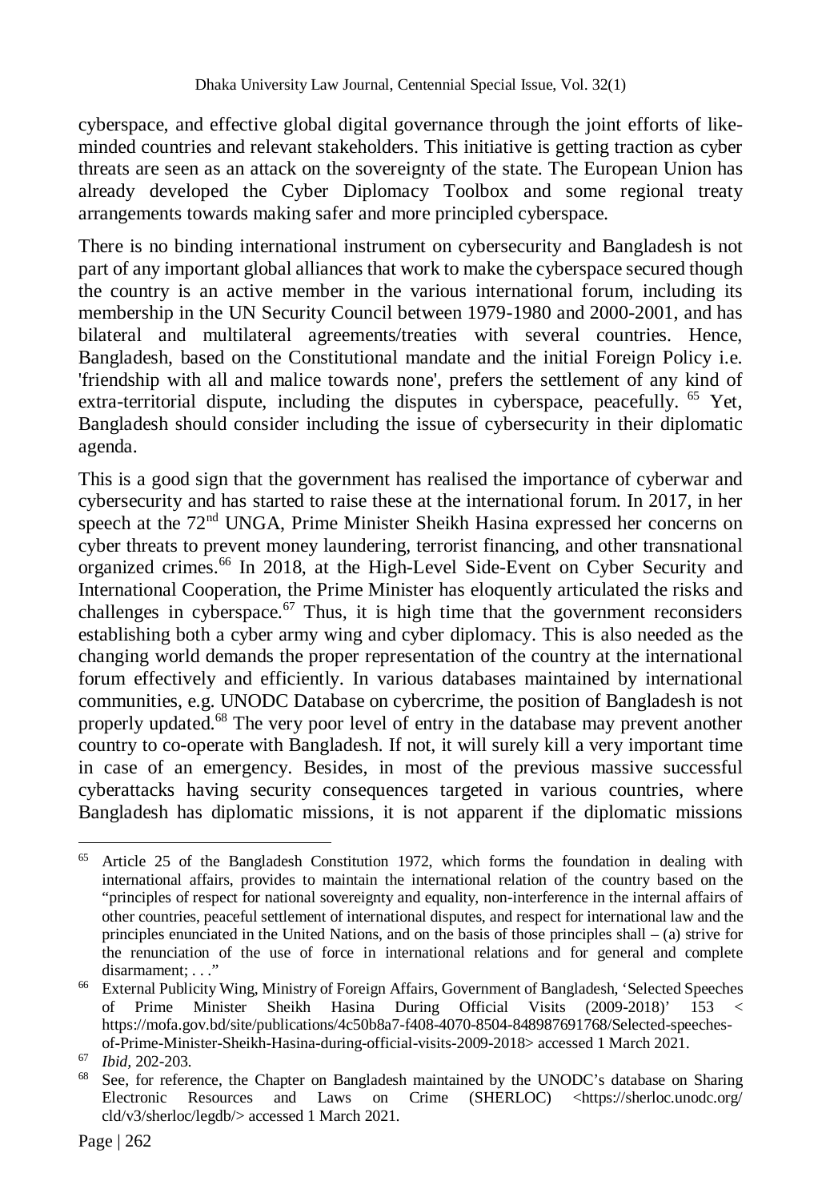cyberspace, and effective global digital governance through the joint efforts of like-minded countries and relevant stakeholders. This initiative is getting traction as cyber threats are seen as an attack on the sovereignty of the state. The European Union has already developed the Cyber Diplomacy Toolbox and some regional treaty arrangements towards making safer and more principled cyberspace.

There is no binding international instrument on cybersecurity and Bangladesh is not part of any important global alliances that work to make the cyberspace secured though the country is an active member in the various international forum, including its membership in the UN Security Council between 1979-1980 and 2000-2001, and has bilateral and multilateral agreements/treaties with several countries. Hence, Bangladesh, based on the Constitutional mandate and the initial Foreign Policy i.e. 'friendship with all and malice towards none', prefers the settlement of any kind of extra-territorial dispute, including the disputes in cyberspace, peacefully. [65] Yet, Bangladesh should consider including the issue of cybersecurity in their diplomatic agenda.

This is a good sign that the government has realised the importance of cyberwar and cybersecurity and has started to raise these at the international forum. In 2017, in her speech at the 72nd UNGA, Prime Minister Sheikh Hasina expressed her concerns on cyber threats to prevent money laundering, terrorist financing, and other transnational organized crimes.[66] In 2018, at the High-Level Side-Event on Cyber Security and International Cooperation, the Prime Minister has eloquently articulated the risks and challenges in cyberspace.[67] Thus, it is high time that the government reconsiders establishing both a cyber army wing and cyber diplomacy. This is also needed as the changing world demands the proper representation of the country at the international forum effectively and efficiently. In various databases maintained by international communities, e.g. UNODC Database on cybercrime, the position of Bangladesh is not properly updated.[68] The very poor level of entry in the database may prevent another country to co-operate with Bangladesh. If not, it will surely kill a very important time in case of an emergency. Besides, in most of the previous massive successful cyberattacks having security consequences targeted in various countries, where Bangladesh has diplomatic missions, it is not apparent if the diplomatic missions

---

[65] Article 25 of the Bangladesh Constitution 1972, which forms the foundation in dealing with international affairs, provides to maintain the international relation of the country based on the "principles of respect for national sovereignty and equality, non-interference in the internal affairs of other countries, peaceful settlement of international disputes, and respect for international law and the principles enunciated in the United Nations, and on the basis of those principles shall – (a) strive for the renunciation of the use of force in international relations and for general and complete disarmament; . . ."

[66] External Publicity Wing, Ministry of Foreign Affairs, Government of Bangladesh, 'Selected Speeches of Prime Minister Sheikh Hasina During Official Visits (2009-2018)' 153 < https://mofa.gov.bd/site/publications/4c50b8a7-f408-4070-8504-848987691768/Selected-speeches-of-Prime-Minister-Sheikh-Hasina-during-official-visits-2009-2018> accessed 1 March 2021.

[67] *Ibid,* 202-203.

[68] See, for reference, the Chapter on Bangladesh maintained by the UNODC's database on Sharing Electronic Resources and Laws on Crime (SHERLOC) <https://sherloc.unodc.org/cld/v3/sherloc/legdb/> accessed 1 March 2021.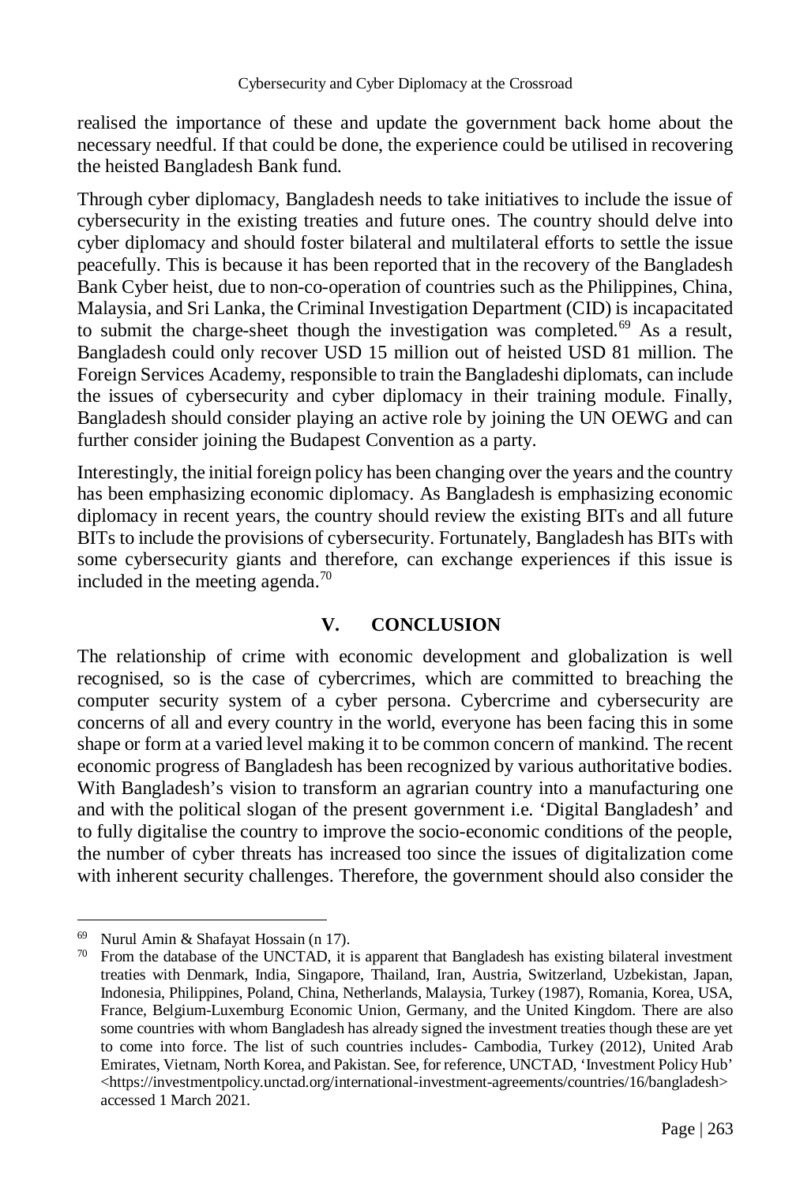realised the importance of these and update the government back home about the necessary needful. If that could be done, the experience could be utilised in recovering the heisted Bangladesh Bank fund.

Through cyber diplomacy, Bangladesh needs to take initiatives to include the issue of cybersecurity in the existing treaties and future ones. The country should delve into cyber diplomacy and should foster bilateral and multilateral efforts to settle the issue peacefully. This is because it has been reported that in the recovery of the Bangladesh Bank Cyber heist, due to non-co-operation of countries such as the Philippines, China, Malaysia, and Sri Lanka, the Criminal Investigation Department (CID) is incapacitated to submit the charge-sheet though the investigation was completed.[69] As a result, Bangladesh could only recover USD 15 million out of heisted USD 81 million. The Foreign Services Academy, responsible to train the Bangladeshi diplomats, can include the issues of cybersecurity and cyber diplomacy in their training module. Finally, Bangladesh should consider playing an active role by joining the UN OEWG and can further consider joining the Budapest Convention as a party.

Interestingly, the initial foreign policy has been changing over the years and the country has been emphasizing economic diplomacy. As Bangladesh is emphasizing economic diplomacy in recent years, the country should review the existing BITs and all future BITs to include the provisions of cybersecurity. Fortunately, Bangladesh has BITs with some cybersecurity giants and therefore, can exchange experiences if this issue is included in the meeting agenda.[70]

## V. CONCLUSION

The relationship of crime with economic development and globalization is well recognised, so is the case of cybercrimes, which are committed to breaching the computer security system of a cyber persona. Cybercrime and cybersecurity are concerns of all and every country in the world, everyone has been facing this in some shape or form at a varied level making it to be common concern of mankind. The recent economic progress of Bangladesh has been recognized by various authoritative bodies. With Bangladesh's vision to transform an agrarian country into a manufacturing one and with the political slogan of the present government i.e. 'Digital Bangladesh' and to fully digitalise the country to improve the socio-economic conditions of the people, the number of cyber threats has increased too since the issues of digitalization come with inherent security challenges. Therefore, the government should also consider the

---

[69] Nurul Amin & Shafayat Hossain (n 17).

[70] From the database of the UNCTAD, it is apparent that Bangladesh has existing bilateral investment treaties with Denmark, India, Singapore, Thailand, Iran, Austria, Switzerland, Uzbekistan, Japan, Indonesia, Philippines, Poland, China, Netherlands, Malaysia, Turkey (1987), Romania, Korea, USA, France, Belgium-Luxemburg Economic Union, Germany, and the United Kingdom. There are also some countries with whom Bangladesh has already signed the investment treaties though these are yet to come into force. The list of such countries includes- Cambodia, Turkey (2012), United Arab Emirates, Vietnam, North Korea, and Pakistan. See, for reference, UNCTAD, 'Investment Policy Hub' <https://investmentpolicy.unctad.org/international-investment-agreements/countries/16/bangladesh> accessed 1 March 2021.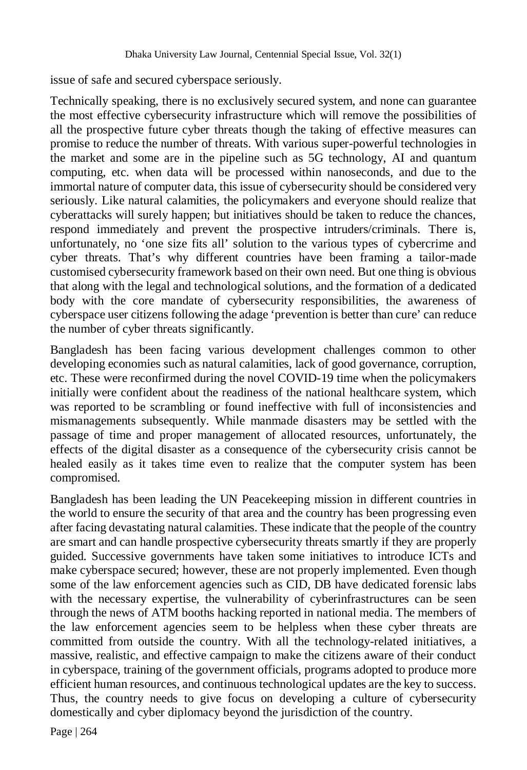issue of safe and secured cyberspace seriously.

Technically speaking, there is no exclusively secured system, and none can guarantee the most effective cybersecurity infrastructure which will remove the possibilities of all the prospective future cyber threats though the taking of effective measures can promise to reduce the number of threats. With various super-powerful technologies in the market and some are in the pipeline such as 5G technology, AI and quantum computing, etc. when data will be processed within nanoseconds, and due to the immortal nature of computer data, this issue of cybersecurity should be considered very seriously. Like natural calamities, the policymakers and everyone should realize that cyberattacks will surely happen; but initiatives should be taken to reduce the chances, respond immediately and prevent the prospective intruders/criminals. There is, unfortunately, no 'one size fits all' solution to the various types of cybercrime and cyber threats. That's why different countries have been framing a tailor-made customised cybersecurity framework based on their own need. But one thing is obvious that along with the legal and technological solutions, and the formation of a dedicated body with the core mandate of cybersecurity responsibilities, the awareness of cyberspace user citizens following the adage 'prevention is better than cure' can reduce the number of cyber threats significantly.

Bangladesh has been facing various development challenges common to other developing economies such as natural calamities, lack of good governance, corruption, etc. These were reconfirmed during the novel COVID-19 time when the policymakers initially were confident about the readiness of the national healthcare system, which was reported to be scrambling or found ineffective with full of inconsistencies and mismanagements subsequently. While manmade disasters may be settled with the passage of time and proper management of allocated resources, unfortunately, the effects of the digital disaster as a consequence of the cybersecurity crisis cannot be healed easily as it takes time even to realize that the computer system has been compromised.

Bangladesh has been leading the UN Peacekeeping mission in different countries in the world to ensure the security of that area and the country has been progressing even after facing devastating natural calamities. These indicate that the people of the country are smart and can handle prospective cybersecurity threats smartly if they are properly guided. Successive governments have taken some initiatives to introduce ICTs and make cyberspace secured; however, these are not properly implemented. Even though some of the law enforcement agencies such as CID, DB have dedicated forensic labs with the necessary expertise, the vulnerability of cyberinfrastructures can be seen through the news of ATM booths hacking reported in national media. The members of the law enforcement agencies seem to be helpless when these cyber threats are committed from outside the country. With all the technology-related initiatives, a massive, realistic, and effective campaign to make the citizens aware of their conduct in cyberspace, training of the government officials, programs adopted to produce more efficient human resources, and continuous technological updates are the key to success. Thus, the country needs to give focus on developing a culture of cybersecurity domestically and cyber diplomacy beyond the jurisdiction of the country.